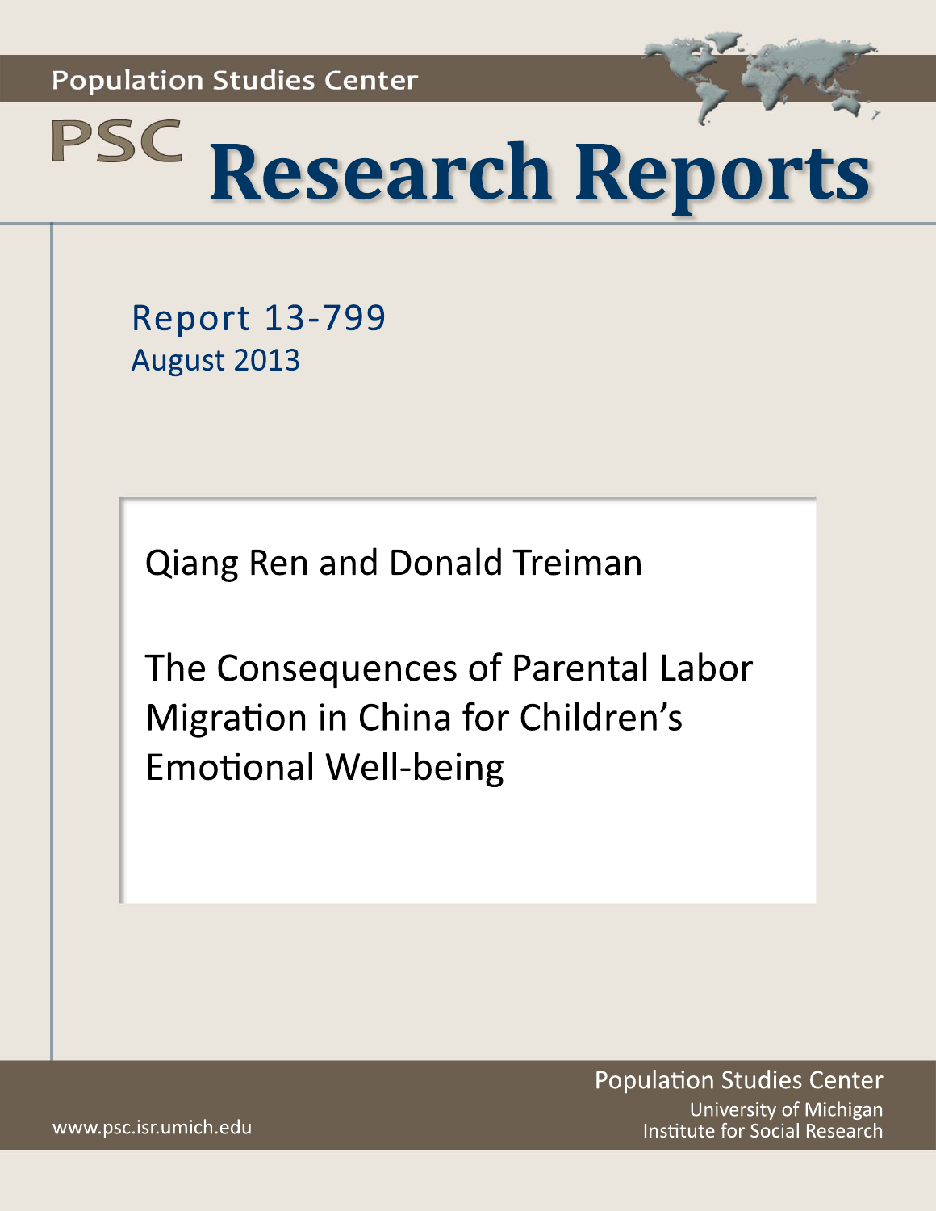Population Studies Center

# PSC Research Reports

Report 13-799
August 2013

Qiang Ren and Donald Treiman

## The Consequences of Parental Labor Migration in China for Children's Emotional Well-being

Population Studies Center
University of Michigan
Institute for Social Research

www.psc.isr.umich.edu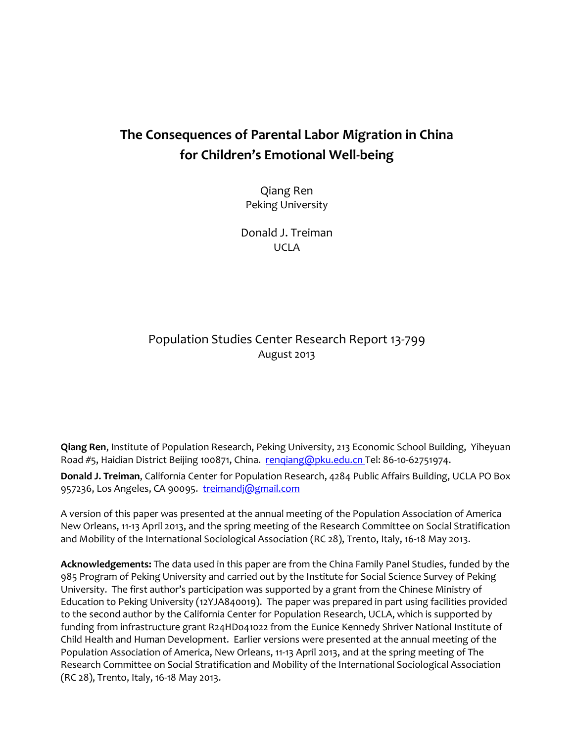# The Consequences of Parental Labor Migration in China for Children's Emotional Well-being

Qiang Ren
Peking University

Donald J. Treiman
UCLA

Population Studies Center Research Report 13-799
August 2013

**Qiang Ren**, Institute of Population Research, Peking University, 213 Economic School Building, Yiheyuan Road #5, Haidian District Beijing 100871, China. renqiang@pku.edu.cn Tel: 86-10-62751974.

**Donald J. Treiman**, California Center for Population Research, 4284 Public Affairs Building, UCLA PO Box 957236, Los Angeles, CA 90095. treimandj@gmail.com

A version of this paper was presented at the annual meeting of the Population Association of America New Orleans, 11-13 April 2013, and the spring meeting of the Research Committee on Social Stratification and Mobility of the International Sociological Association (RC 28), Trento, Italy, 16-18 May 2013.

**Acknowledgements:** The data used in this paper are from the China Family Panel Studies, funded by the 985 Program of Peking University and carried out by the Institute for Social Science Survey of Peking University. The first author's participation was supported by a grant from the Chinese Ministry of Education to Peking University (12YJA840019). The paper was prepared in part using facilities provided to the second author by the California Center for Population Research, UCLA, which is supported by funding from infrastructure grant R24HD041022 from the Eunice Kennedy Shriver National Institute of Child Health and Human Development. Earlier versions were presented at the annual meeting of the Population Association of America, New Orleans, 11-13 April 2013, and at the spring meeting of The Research Committee on Social Stratification and Mobility of the International Sociological Association (RC 28), Trento, Italy, 16-18 May 2013.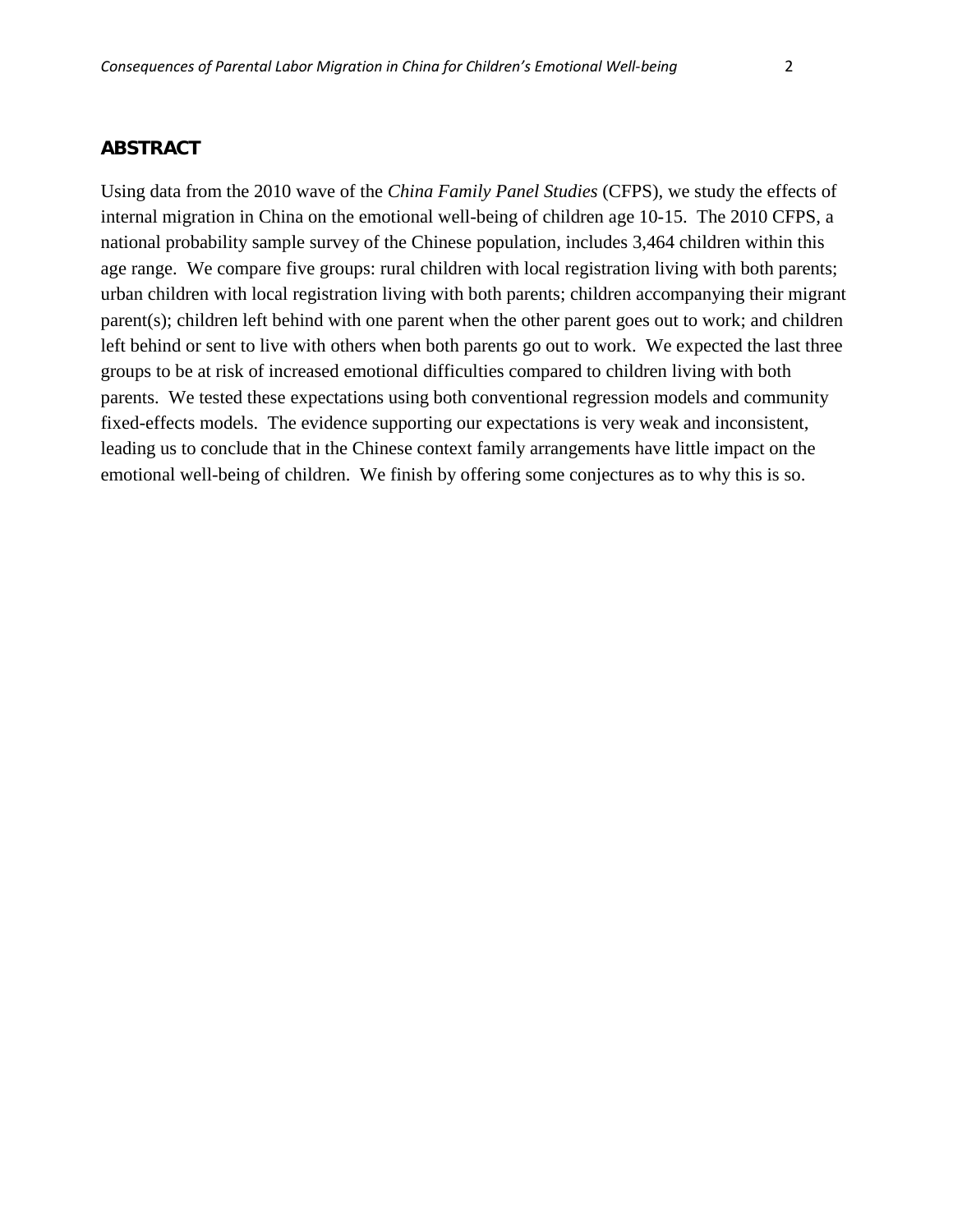## ABSTRACT

Using data from the 2010 wave of the *China Family Panel Studies* (CFPS), we study the effects of internal migration in China on the emotional well-being of children age 10-15. The 2010 CFPS, a national probability sample survey of the Chinese population, includes 3,464 children within this age range. We compare five groups: rural children with local registration living with both parents; urban children with local registration living with both parents; children accompanying their migrant parent(s); children left behind with one parent when the other parent goes out to work; and children left behind or sent to live with others when both parents go out to work. We expected the last three groups to be at risk of increased emotional difficulties compared to children living with both parents. We tested these expectations using both conventional regression models and community fixed-effects models. The evidence supporting our expectations is very weak and inconsistent, leading us to conclude that in the Chinese context family arrangements have little impact on the emotional well-being of children. We finish by offering some conjectures as to why this is so.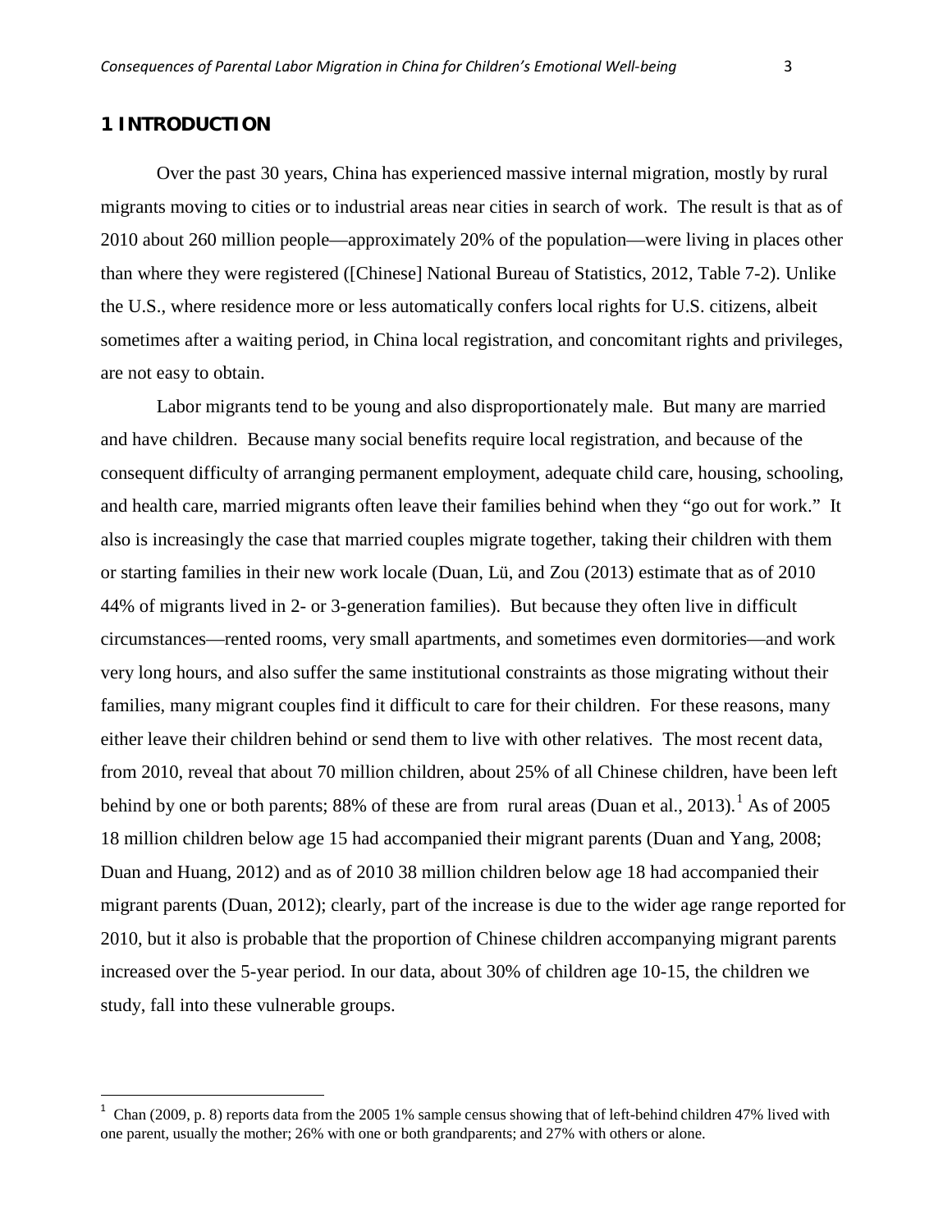## 1 INTRODUCTION

Over the past 30 years, China has experienced massive internal migration, mostly by rural migrants moving to cities or to industrial areas near cities in search of work. The result is that as of 2010 about 260 million people—approximately 20% of the population—were living in places other than where they were registered ([Chinese] National Bureau of Statistics, 2012, Table 7-2). Unlike the U.S., where residence more or less automatically confers local rights for U.S. citizens, albeit sometimes after a waiting period, in China local registration, and concomitant rights and privileges, are not easy to obtain.

Labor migrants tend to be young and also disproportionately male. But many are married and have children. Because many social benefits require local registration, and because of the consequent difficulty of arranging permanent employment, adequate child care, housing, schooling, and health care, married migrants often leave their families behind when they "go out for work." It also is increasingly the case that married couples migrate together, taking their children with them or starting families in their new work locale (Duan, Lü, and Zou (2013) estimate that as of 2010 44% of migrants lived in 2- or 3-generation families). But because they often live in difficult circumstances—rented rooms, very small apartments, and sometimes even dormitories—and work very long hours, and also suffer the same institutional constraints as those migrating without their families, many migrant couples find it difficult to care for their children. For these reasons, many either leave their children behind or send them to live with other relatives. The most recent data, from 2010, reveal that about 70 million children, about 25% of all Chinese children, have been left behind by one or both parents; 88% of these are from rural areas (Duan et al., 2013).[1] As of 2005 18 million children below age 15 had accompanied their migrant parents (Duan and Yang, 2008; Duan and Huang, 2012) and as of 2010 38 million children below age 18 had accompanied their migrant parents (Duan, 2012); clearly, part of the increase is due to the wider age range reported for 2010, but it also is probable that the proportion of Chinese children accompanying migrant parents increased over the 5-year period. In our data, about 30% of children age 10-15, the children we study, fall into these vulnerable groups.

[1] Chan (2009, p. 8) reports data from the 2005 1% sample census showing that of left-behind children 47% lived with one parent, usually the mother; 26% with one or both grandparents; and 27% with others or alone.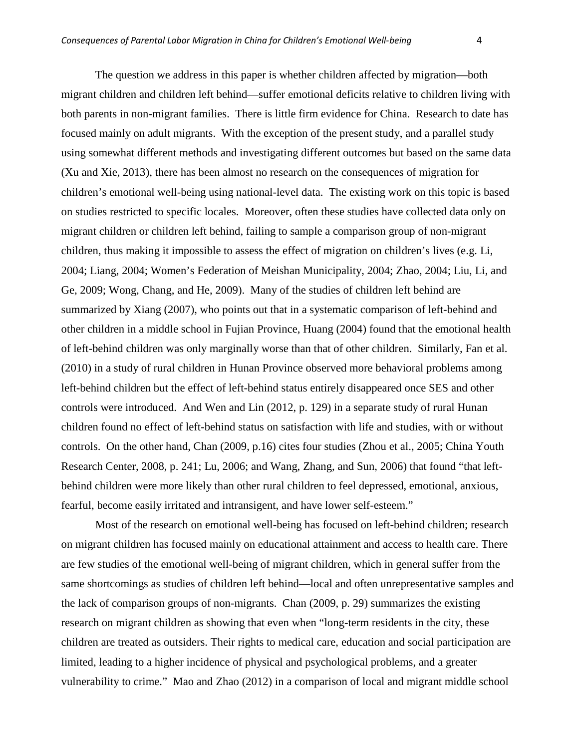The question we address in this paper is whether children affected by migration—both migrant children and children left behind—suffer emotional deficits relative to children living with both parents in non-migrant families. There is little firm evidence for China. Research to date has focused mainly on adult migrants. With the exception of the present study, and a parallel study using somewhat different methods and investigating different outcomes but based on the same data (Xu and Xie, 2013), there has been almost no research on the consequences of migration for children's emotional well-being using national-level data. The existing work on this topic is based on studies restricted to specific locales. Moreover, often these studies have collected data only on migrant children or children left behind, failing to sample a comparison group of non-migrant children, thus making it impossible to assess the effect of migration on children's lives (e.g. Li, 2004; Liang, 2004; Women's Federation of Meishan Municipality, 2004; Zhao, 2004; Liu, Li, and Ge, 2009; Wong, Chang, and He, 2009). Many of the studies of children left behind are summarized by Xiang (2007), who points out that in a systematic comparison of left-behind and other children in a middle school in Fujian Province, Huang (2004) found that the emotional health of left-behind children was only marginally worse than that of other children. Similarly, Fan et al. (2010) in a study of rural children in Hunan Province observed more behavioral problems among left-behind children but the effect of left-behind status entirely disappeared once SES and other controls were introduced. And Wen and Lin (2012, p. 129) in a separate study of rural Hunan children found no effect of left-behind status on satisfaction with life and studies, with or without controls. On the other hand, Chan (2009, p.16) cites four studies (Zhou et al., 2005; China Youth Research Center, 2008, p. 241; Lu, 2006; and Wang, Zhang, and Sun, 2006) that found "that left-behind children were more likely than other rural children to feel depressed, emotional, anxious, fearful, become easily irritated and intransigent, and have lower self-esteem."

Most of the research on emotional well-being has focused on left-behind children; research on migrant children has focused mainly on educational attainment and access to health care. There are few studies of the emotional well-being of migrant children, which in general suffer from the same shortcomings as studies of children left behind—local and often unrepresentative samples and the lack of comparison groups of non-migrants. Chan (2009, p. 29) summarizes the existing research on migrant children as showing that even when "long-term residents in the city, these children are treated as outsiders. Their rights to medical care, education and social participation are limited, leading to a higher incidence of physical and psychological problems, and a greater vulnerability to crime." Mao and Zhao (2012) in a comparison of local and migrant middle school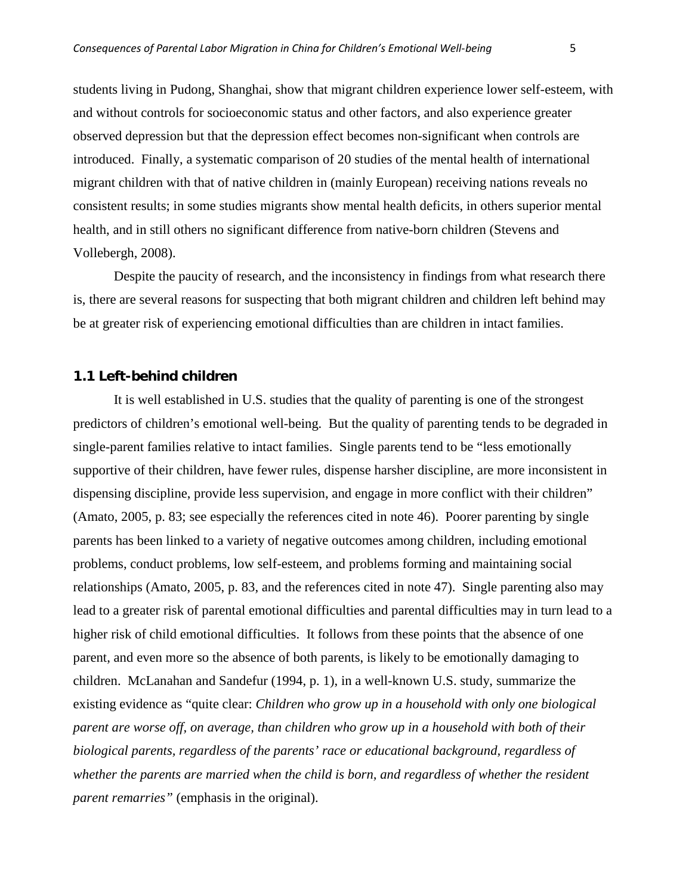students living in Pudong, Shanghai, show that migrant children experience lower self-esteem, with and without controls for socioeconomic status and other factors, and also experience greater observed depression but that the depression effect becomes non-significant when controls are introduced. Finally, a systematic comparison of 20 studies of the mental health of international migrant children with that of native children in (mainly European) receiving nations reveals no consistent results; in some studies migrants show mental health deficits, in others superior mental health, and in still others no significant difference from native-born children (Stevens and Vollebergh, 2008).

Despite the paucity of research, and the inconsistency in findings from what research there is, there are several reasons for suspecting that both migrant children and children left behind may be at greater risk of experiencing emotional difficulties than are children in intact families.

### 1.1 Left-behind children

It is well established in U.S. studies that the quality of parenting is one of the strongest predictors of children's emotional well-being. But the quality of parenting tends to be degraded in single-parent families relative to intact families. Single parents tend to be "less emotionally supportive of their children, have fewer rules, dispense harsher discipline, are more inconsistent in dispensing discipline, provide less supervision, and engage in more conflict with their children" (Amato, 2005, p. 83; see especially the references cited in note 46). Poorer parenting by single parents has been linked to a variety of negative outcomes among children, including emotional problems, conduct problems, low self-esteem, and problems forming and maintaining social relationships (Amato, 2005, p. 83, and the references cited in note 47). Single parenting also may lead to a greater risk of parental emotional difficulties and parental difficulties may in turn lead to a higher risk of child emotional difficulties. It follows from these points that the absence of one parent, and even more so the absence of both parents, is likely to be emotionally damaging to children. McLanahan and Sandefur (1994, p. 1), in a well-known U.S. study, summarize the existing evidence as "quite clear: *Children who grow up in a household with only one biological parent are worse off, on average, than children who grow up in a household with both of their biological parents, regardless of the parents' race or educational background, regardless of whether the parents are married when the child is born, and regardless of whether the resident parent remarries"* (emphasis in the original).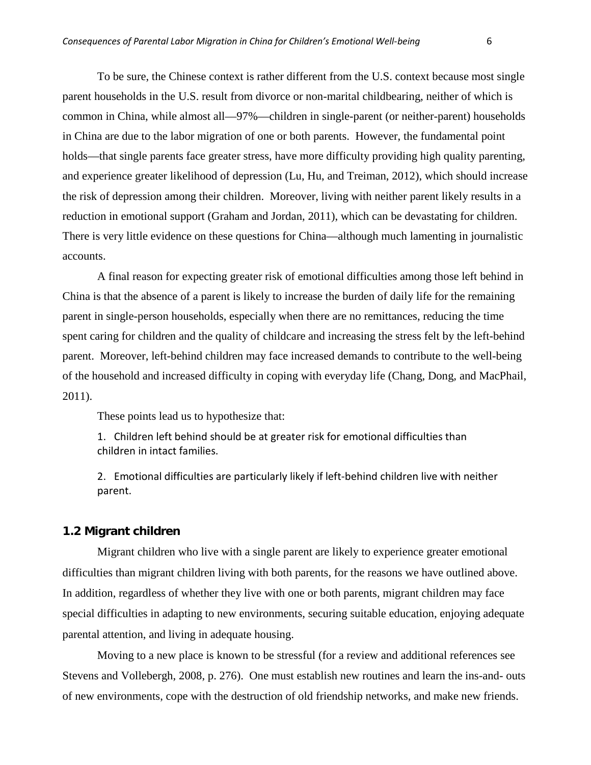To be sure, the Chinese context is rather different from the U.S. context because most single parent households in the U.S. result from divorce or non-marital childbearing, neither of which is common in China, while almost all—97%—children in single-parent (or neither-parent) households in China are due to the labor migration of one or both parents. However, the fundamental point holds—that single parents face greater stress, have more difficulty providing high quality parenting, and experience greater likelihood of depression (Lu, Hu, and Treiman, 2012), which should increase the risk of depression among their children. Moreover, living with neither parent likely results in a reduction in emotional support (Graham and Jordan, 2011), which can be devastating for children. There is very little evidence on these questions for China—although much lamenting in journalistic accounts.

A final reason for expecting greater risk of emotional difficulties among those left behind in China is that the absence of a parent is likely to increase the burden of daily life for the remaining parent in single-person households, especially when there are no remittances, reducing the time spent caring for children and the quality of childcare and increasing the stress felt by the left-behind parent. Moreover, left-behind children may face increased demands to contribute to the well-being of the household and increased difficulty in coping with everyday life (Chang, Dong, and MacPhail, 2011).

These points lead us to hypothesize that:

1. Children left behind should be at greater risk for emotional difficulties than children in intact families.

2. Emotional difficulties are particularly likely if left-behind children live with neither parent.

### 1.2 Migrant children

Migrant children who live with a single parent are likely to experience greater emotional difficulties than migrant children living with both parents, for the reasons we have outlined above. In addition, regardless of whether they live with one or both parents, migrant children may face special difficulties in adapting to new environments, securing suitable education, enjoying adequate parental attention, and living in adequate housing.

Moving to a new place is known to be stressful (for a review and additional references see Stevens and Vollebergh, 2008, p. 276). One must establish new routines and learn the ins-and- outs of new environments, cope with the destruction of old friendship networks, and make new friends.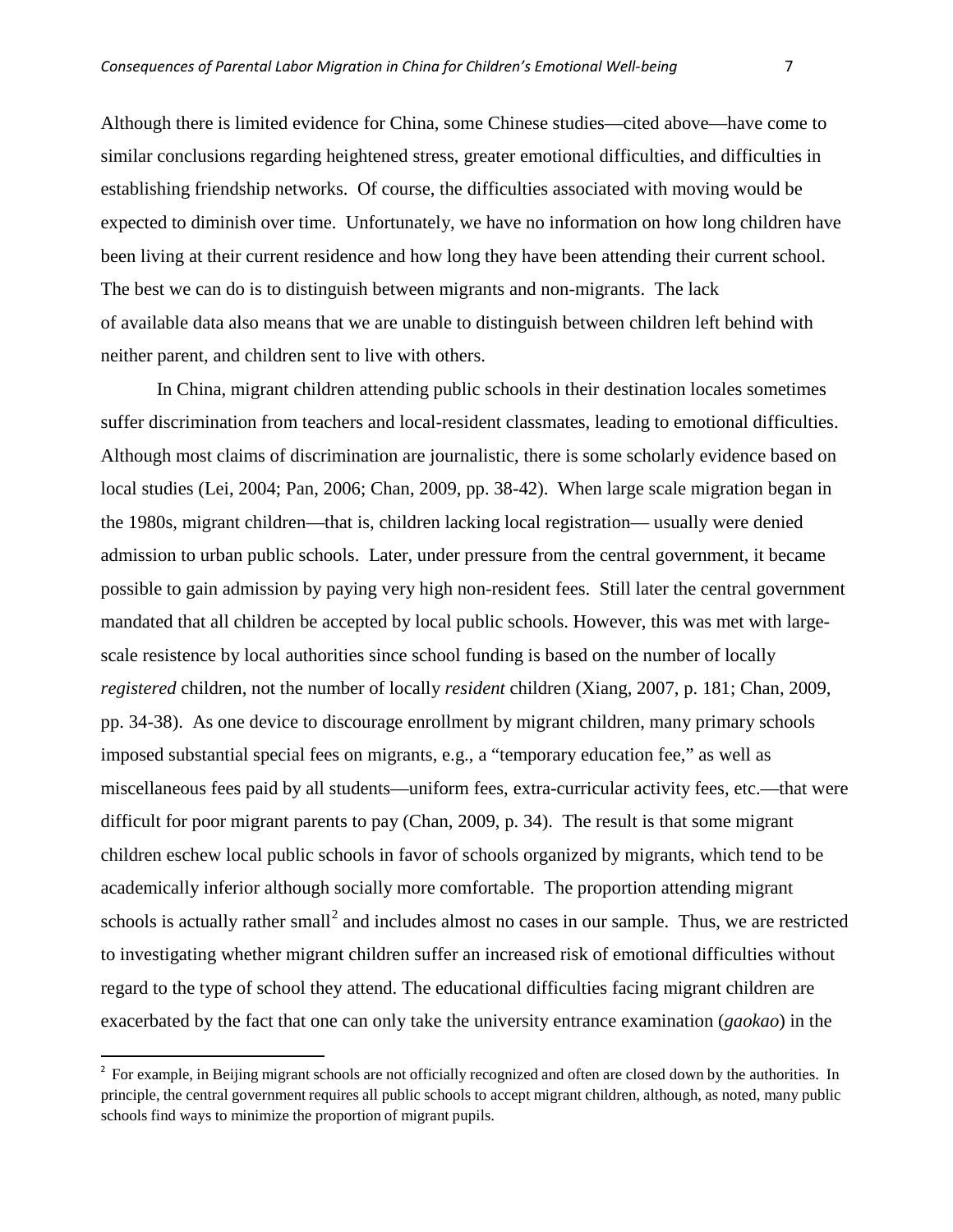Although there is limited evidence for China, some Chinese studies—cited above—have come to similar conclusions regarding heightened stress, greater emotional difficulties, and difficulties in establishing friendship networks. Of course, the difficulties associated with moving would be expected to diminish over time. Unfortunately, we have no information on how long children have been living at their current residence and how long they have been attending their current school. The best we can do is to distinguish between migrants and non-migrants. The lack of available data also means that we are unable to distinguish between children left behind with neither parent, and children sent to live with others.

In China, migrant children attending public schools in their destination locales sometimes suffer discrimination from teachers and local-resident classmates, leading to emotional difficulties. Although most claims of discrimination are journalistic, there is some scholarly evidence based on local studies (Lei, 2004; Pan, 2006; Chan, 2009, pp. 38-42). When large scale migration began in the 1980s, migrant children—that is, children lacking local registration— usually were denied admission to urban public schools. Later, under pressure from the central government, it became possible to gain admission by paying very high non-resident fees. Still later the central government mandated that all children be accepted by local public schools. However, this was met with large-scale resistence by local authorities since school funding is based on the number of locally *registered* children, not the number of locally *resident* children (Xiang, 2007, p. 181; Chan, 2009, pp. 34-38). As one device to discourage enrollment by migrant children, many primary schools imposed substantial special fees on migrants, e.g., a "temporary education fee," as well as miscellaneous fees paid by all students—uniform fees, extra-curricular activity fees, etc.—that were difficult for poor migrant parents to pay (Chan, 2009, p. 34). The result is that some migrant children eschew local public schools in favor of schools organized by migrants, which tend to be academically inferior although socially more comfortable. The proportion attending migrant schools is actually rather small[2] and includes almost no cases in our sample. Thus, we are restricted to investigating whether migrant children suffer an increased risk of emotional difficulties without regard to the type of school they attend. The educational difficulties facing migrant children are exacerbated by the fact that one can only take the university entrance examination (*gaokao*) in the

[2] For example, in Beijing migrant schools are not officially recognized and often are closed down by the authorities. In principle, the central government requires all public schools to accept migrant children, although, as noted, many public schools find ways to minimize the proportion of migrant pupils.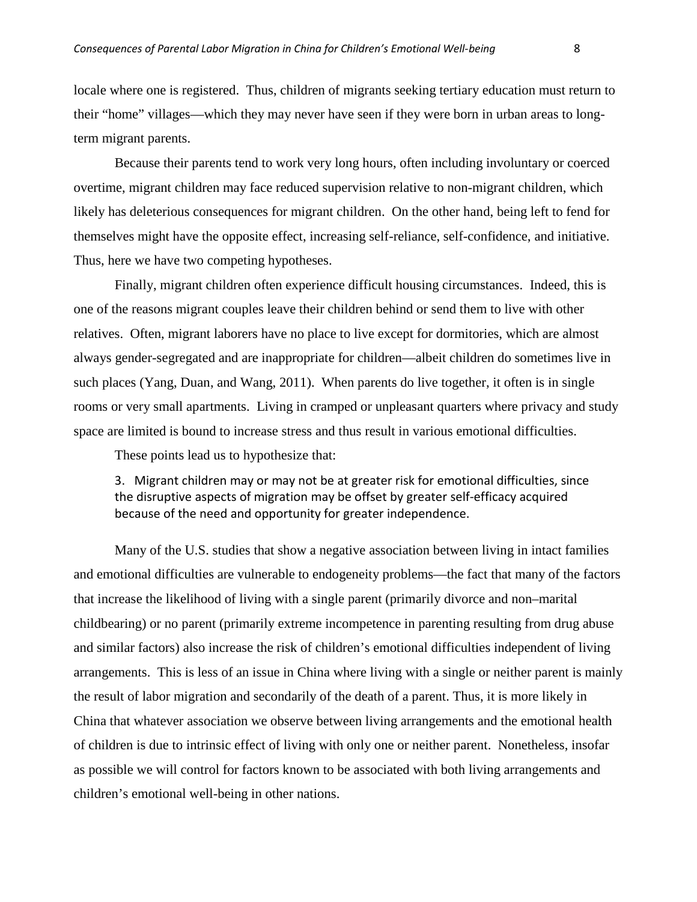locale where one is registered. Thus, children of migrants seeking tertiary education must return to their "home" villages—which they may never have seen if they were born in urban areas to long-term migrant parents.

Because their parents tend to work very long hours, often including involuntary or coerced overtime, migrant children may face reduced supervision relative to non-migrant children, which likely has deleterious consequences for migrant children. On the other hand, being left to fend for themselves might have the opposite effect, increasing self-reliance, self-confidence, and initiative. Thus, here we have two competing hypotheses.

Finally, migrant children often experience difficult housing circumstances. Indeed, this is one of the reasons migrant couples leave their children behind or send them to live with other relatives. Often, migrant laborers have no place to live except for dormitories, which are almost always gender-segregated and are inappropriate for children—albeit children do sometimes live in such places (Yang, Duan, and Wang, 2011). When parents do live together, it often is in single rooms or very small apartments. Living in cramped or unpleasant quarters where privacy and study space are limited is bound to increase stress and thus result in various emotional difficulties.

These points lead us to hypothesize that:

> 3. Migrant children may or may not be at greater risk for emotional difficulties, since the disruptive aspects of migration may be offset by greater self-efficacy acquired because of the need and opportunity for greater independence.

Many of the U.S. studies that show a negative association between living in intact families and emotional difficulties are vulnerable to endogeneity problems—the fact that many of the factors that increase the likelihood of living with a single parent (primarily divorce and non–marital childbearing) or no parent (primarily extreme incompetence in parenting resulting from drug abuse and similar factors) also increase the risk of children's emotional difficulties independent of living arrangements. This is less of an issue in China where living with a single or neither parent is mainly the result of labor migration and secondarily of the death of a parent. Thus, it is more likely in China that whatever association we observe between living arrangements and the emotional health of children is due to intrinsic effect of living with only one or neither parent. Nonetheless, insofar as possible we will control for factors known to be associated with both living arrangements and children's emotional well-being in other nations.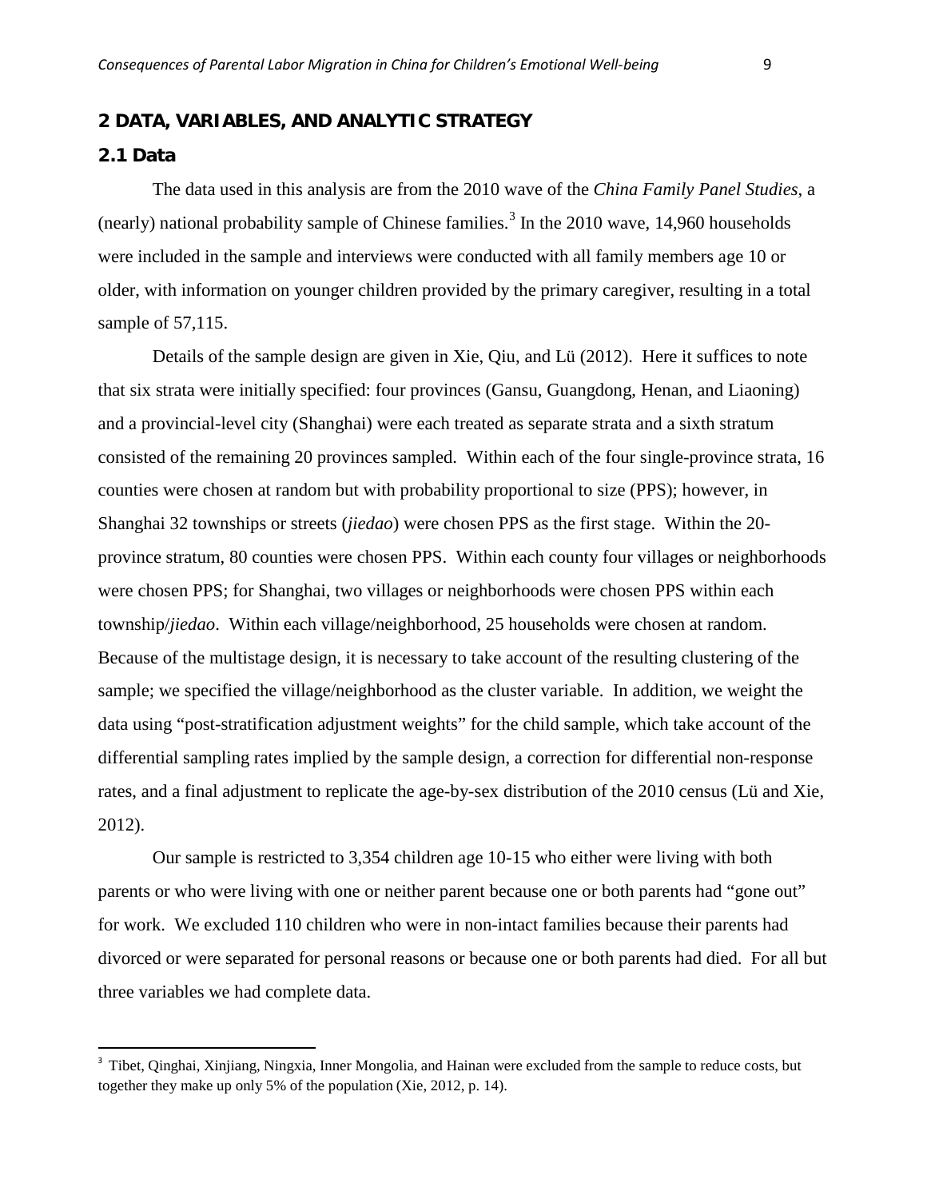## 2 DATA, VARIABLES, AND ANALYTIC STRATEGY

### 2.1 Data

The data used in this analysis are from the 2010 wave of the *China Family Panel Studies*, a (nearly) national probability sample of Chinese families.[3] In the 2010 wave, 14,960 households were included in the sample and interviews were conducted with all family members age 10 or older, with information on younger children provided by the primary caregiver, resulting in a total sample of 57,115.

Details of the sample design are given in Xie, Qiu, and Lü (2012). Here it suffices to note that six strata were initially specified: four provinces (Gansu, Guangdong, Henan, and Liaoning) and a provincial-level city (Shanghai) were each treated as separate strata and a sixth stratum consisted of the remaining 20 provinces sampled. Within each of the four single-province strata, 16 counties were chosen at random but with probability proportional to size (PPS); however, in Shanghai 32 townships or streets (*jiedao*) were chosen PPS as the first stage. Within the 20-province stratum, 80 counties were chosen PPS. Within each county four villages or neighborhoods were chosen PPS; for Shanghai, two villages or neighborhoods were chosen PPS within each township/*jiedao*. Within each village/neighborhood, 25 households were chosen at random. Because of the multistage design, it is necessary to take account of the resulting clustering of the sample; we specified the village/neighborhood as the cluster variable. In addition, we weight the data using "post-stratification adjustment weights" for the child sample, which take account of the differential sampling rates implied by the sample design, a correction for differential non-response rates, and a final adjustment to replicate the age-by-sex distribution of the 2010 census (Lü and Xie, 2012).

Our sample is restricted to 3,354 children age 10-15 who either were living with both parents or who were living with one or neither parent because one or both parents had "gone out" for work. We excluded 110 children who were in non-intact families because their parents had divorced or were separated for personal reasons or because one or both parents had died. For all but three variables we had complete data.

[3] Tibet, Qinghai, Xinjiang, Ningxia, Inner Mongolia, and Hainan were excluded from the sample to reduce costs, but together they make up only 5% of the population (Xie, 2012, p. 14).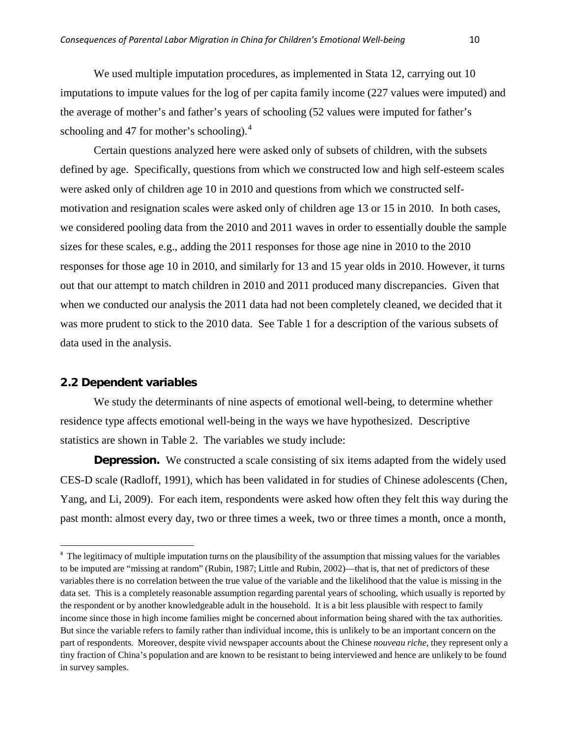We used multiple imputation procedures, as implemented in Stata 12, carrying out 10 imputations to impute values for the log of per capita family income (227 values were imputed) and the average of mother's and father's years of schooling (52 values were imputed for father's schooling and 47 for mother's schooling).[4]

Certain questions analyzed here were asked only of subsets of children, with the subsets defined by age. Specifically, questions from which we constructed low and high self-esteem scales were asked only of children age 10 in 2010 and questions from which we constructed self-motivation and resignation scales were asked only of children age 13 or 15 in 2010. In both cases, we considered pooling data from the 2010 and 2011 waves in order to essentially double the sample sizes for these scales, e.g., adding the 2011 responses for those age nine in 2010 to the 2010 responses for those age 10 in 2010, and similarly for 13 and 15 year olds in 2010. However, it turns out that our attempt to match children in 2010 and 2011 produced many discrepancies. Given that when we conducted our analysis the 2011 data had not been completely cleaned, we decided that it was more prudent to stick to the 2010 data. See Table 1 for a description of the various subsets of data used in the analysis.

## 2.2 Dependent variables

We study the determinants of nine aspects of emotional well-being, to determine whether residence type affects emotional well-being in the ways we have hypothesized. Descriptive statistics are shown in Table 2. The variables we study include:

**Depression.** We constructed a scale consisting of six items adapted from the widely used CES-D scale (Radloff, 1991), which has been validated in for studies of Chinese adolescents (Chen, Yang, and Li, 2009). For each item, respondents were asked how often they felt this way during the past month: almost every day, two or three times a week, two or three times a month, once a month,

---

[4] The legitimacy of multiple imputation turns on the plausibility of the assumption that missing values for the variables to be imputed are "missing at random" (Rubin, 1987; Little and Rubin, 2002)—that is, that net of predictors of these variables there is no correlation between the true value of the variable and the likelihood that the value is missing in the data set. This is a completely reasonable assumption regarding parental years of schooling, which usually is reported by the respondent or by another knowledgeable adult in the household. It is a bit less plausible with respect to family income since those in high income families might be concerned about information being shared with the tax authorities. But since the variable refers to family rather than individual income, this is unlikely to be an important concern on the part of respondents. Moreover, despite vivid newspaper accounts about the Chinese *nouveau riche*, they represent only a tiny fraction of China's population and are known to be resistant to being interviewed and hence are unlikely to be found in survey samples.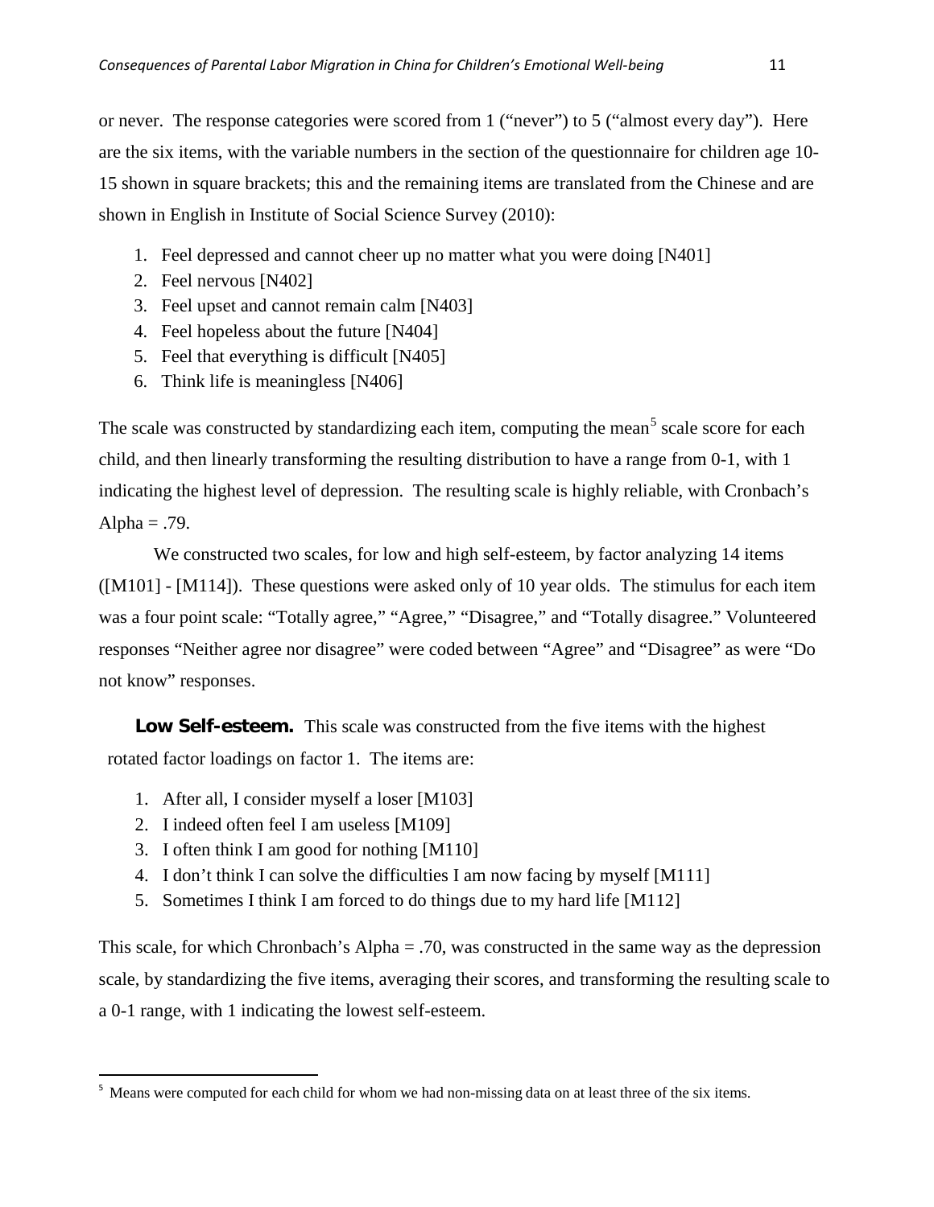or never. The response categories were scored from 1 ("never") to 5 ("almost every day"). Here are the six items, with the variable numbers in the section of the questionnaire for children age 10-15 shown in square brackets; this and the remaining items are translated from the Chinese and are shown in English in Institute of Social Science Survey (2010):

1. Feel depressed and cannot cheer up no matter what you were doing [N401]
2. Feel nervous [N402]
3. Feel upset and cannot remain calm [N403]
4. Feel hopeless about the future [N404]
5. Feel that everything is difficult [N405]
6. Think life is meaningless [N406]

The scale was constructed by standardizing each item, computing the mean[5] scale score for each child, and then linearly transforming the resulting distribution to have a range from 0-1, with 1 indicating the highest level of depression. The resulting scale is highly reliable, with Cronbach's Alpha = .79.

We constructed two scales, for low and high self-esteem, by factor analyzing 14 items ([M101] - [M114]). These questions were asked only of 10 year olds. The stimulus for each item was a four point scale: "Totally agree," "Agree," "Disagree," and "Totally disagree." Volunteered responses "Neither agree nor disagree" were coded between "Agree" and "Disagree" as were "Do not know" responses.

**Low Self-esteem.** This scale was constructed from the five items with the highest rotated factor loadings on factor 1. The items are:

1. After all, I consider myself a loser [M103]
2. I indeed often feel I am useless [M109]
3. I often think I am good for nothing [M110]
4. I don't think I can solve the difficulties I am now facing by myself [M111]
5. Sometimes I think I am forced to do things due to my hard life [M112]

This scale, for which Chronbach's Alpha = .70, was constructed in the same way as the depression scale, by standardizing the five items, averaging their scores, and transforming the resulting scale to a 0-1 range, with 1 indicating the lowest self-esteem.

[5] Means were computed for each child for whom we had non-missing data on at least three of the six items.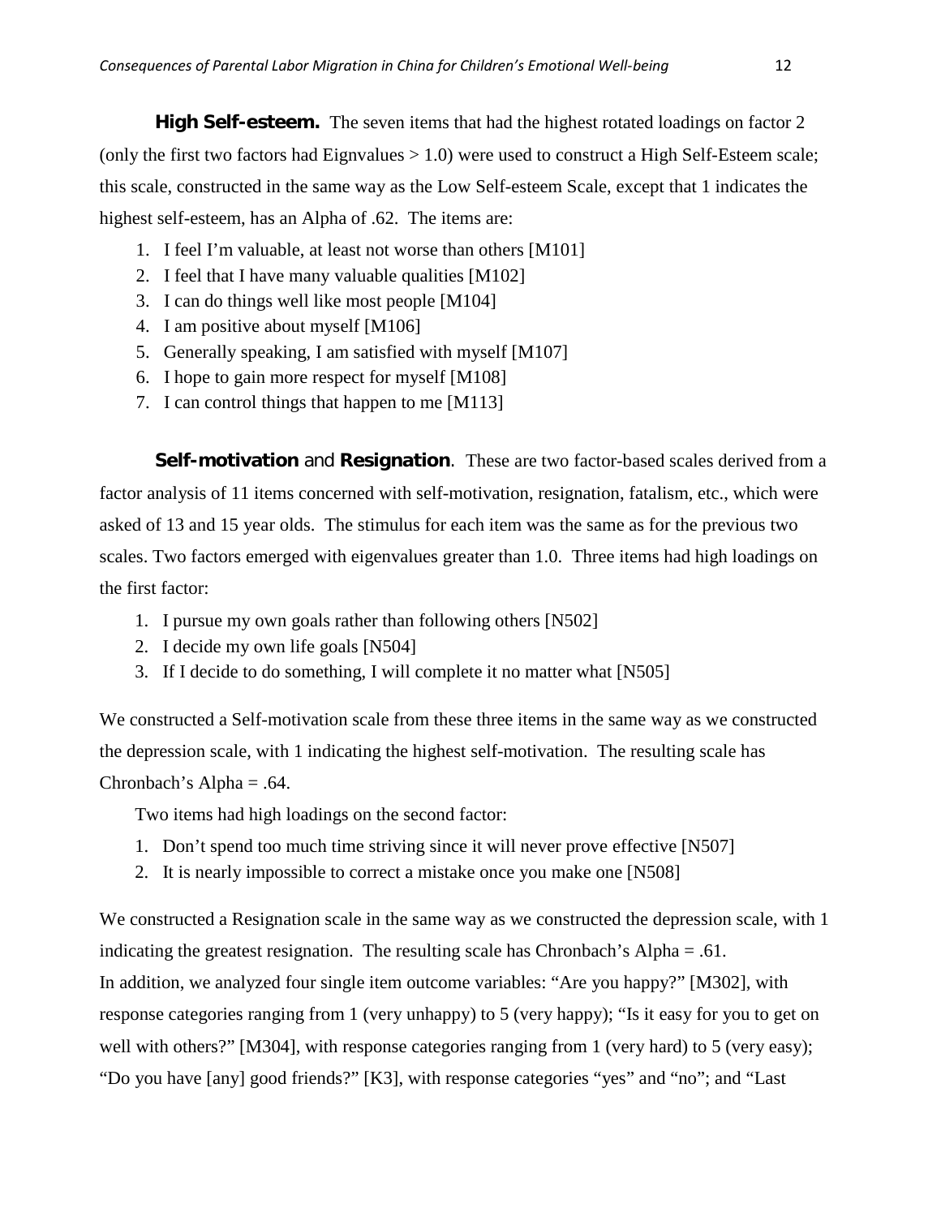**High Self-esteem.** The seven items that had the highest rotated loadings on factor 2 (only the first two factors had Eignvalues > 1.0) were used to construct a High Self-Esteem scale; this scale, constructed in the same way as the Low Self-esteem Scale, except that 1 indicates the highest self-esteem, has an Alpha of .62. The items are:

1. I feel I'm valuable, at least not worse than others [M101]
2. I feel that I have many valuable qualities [M102]
3. I can do things well like most people [M104]
4. I am positive about myself [M106]
5. Generally speaking, I am satisfied with myself [M107]
6. I hope to gain more respect for myself [M108]
7. I can control things that happen to me [M113]

**Self-motivation** and **Resignation**. These are two factor-based scales derived from a factor analysis of 11 items concerned with self-motivation, resignation, fatalism, etc., which were asked of 13 and 15 year olds. The stimulus for each item was the same as for the previous two scales. Two factors emerged with eigenvalues greater than 1.0. Three items had high loadings on the first factor:

1. I pursue my own goals rather than following others [N502]
2. I decide my own life goals [N504]
3. If I decide to do something, I will complete it no matter what [N505]

We constructed a Self-motivation scale from these three items in the same way as we constructed the depression scale, with 1 indicating the highest self-motivation. The resulting scale has Chronbach's Alpha = .64.

Two items had high loadings on the second factor:

1. Don't spend too much time striving since it will never prove effective [N507]
2. It is nearly impossible to correct a mistake once you make one [N508]

We constructed a Resignation scale in the same way as we constructed the depression scale, with 1 indicating the greatest resignation. The resulting scale has Chronbach's Alpha = .61.
In addition, we analyzed four single item outcome variables: "Are you happy?" [M302], with response categories ranging from 1 (very unhappy) to 5 (very happy); "Is it easy for you to get on well with others?" [M304], with response categories ranging from 1 (very hard) to 5 (very easy); "Do you have [any] good friends?" [K3], with response categories "yes" and "no"; and "Last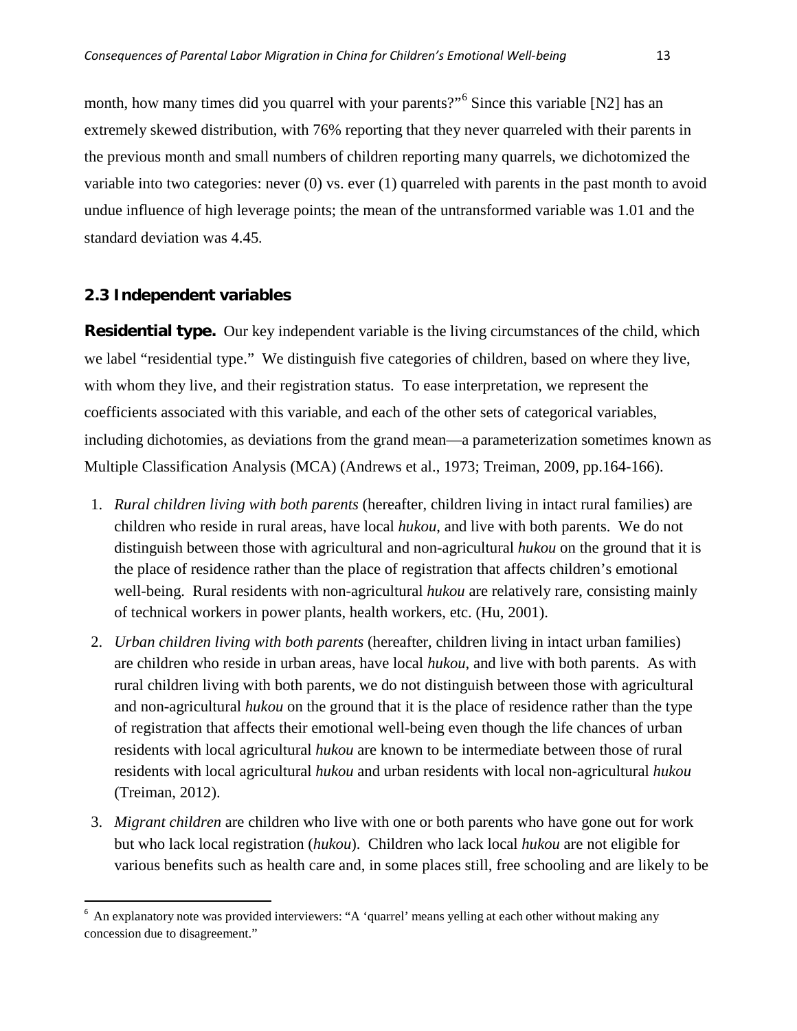month, how many times did you quarrel with your parents?"[6] Since this variable [N2] has an extremely skewed distribution, with 76% reporting that they never quarreled with their parents in the previous month and small numbers of children reporting many quarrels, we dichotomized the variable into two categories: never (0) vs. ever (1) quarreled with parents in the past month to avoid undue influence of high leverage points; the mean of the untransformed variable was 1.01 and the standard deviation was 4.45.

### 2.3 Independent variables

**Residential type.** Our key independent variable is the living circumstances of the child, which we label "residential type." We distinguish five categories of children, based on where they live, with whom they live, and their registration status. To ease interpretation, we represent the coefficients associated with this variable, and each of the other sets of categorical variables, including dichotomies, as deviations from the grand mean—a parameterization sometimes known as Multiple Classification Analysis (MCA) (Andrews et al., 1973; Treiman, 2009, pp.164-166).

1. *Rural children living with both parents* (hereafter, children living in intact rural families) are children who reside in rural areas, have local *hukou*, and live with both parents. We do not distinguish between those with agricultural and non-agricultural *hukou* on the ground that it is the place of residence rather than the place of registration that affects children's emotional well-being. Rural residents with non-agricultural *hukou* are relatively rare, consisting mainly of technical workers in power plants, health workers, etc. (Hu, 2001).
2. *Urban children living with both parents* (hereafter, children living in intact urban families) are children who reside in urban areas, have local *hukou*, and live with both parents. As with rural children living with both parents, we do not distinguish between those with agricultural and non-agricultural *hukou* on the ground that it is the place of residence rather than the type of registration that affects their emotional well-being even though the life chances of urban residents with local agricultural *hukou* are known to be intermediate between those of rural residents with local agricultural *hukou* and urban residents with local non-agricultural *hukou* (Treiman, 2012).
3. *Migrant children* are children who live with one or both parents who have gone out for work but who lack local registration (*hukou*). Children who lack local *hukou* are not eligible for various benefits such as health care and, in some places still, free schooling and are likely to be

[6] An explanatory note was provided interviewers: "A 'quarrel' means yelling at each other without making any concession due to disagreement."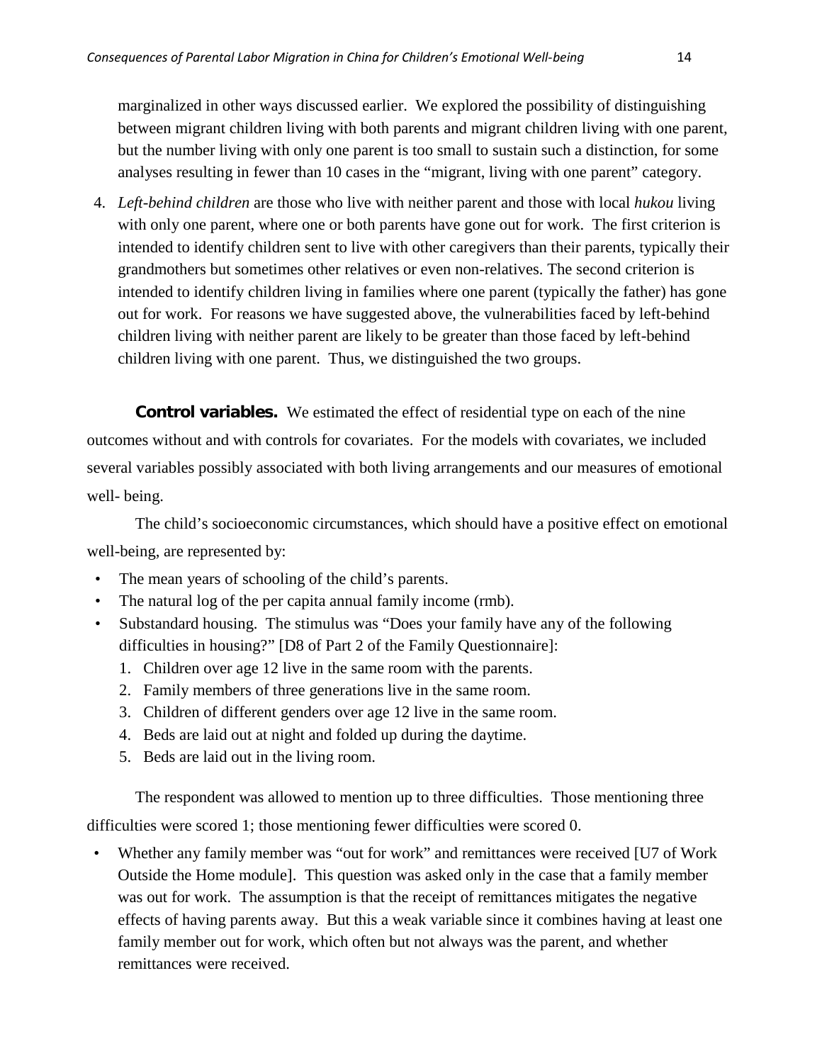marginalized in other ways discussed earlier. We explored the possibility of distinguishing between migrant children living with both parents and migrant children living with one parent, but the number living with only one parent is too small to sustain such a distinction, for some analyses resulting in fewer than 10 cases in the "migrant, living with one parent" category.

4. *Left-behind children* are those who live with neither parent and those with local *hukou* living with only one parent, where one or both parents have gone out for work. The first criterion is intended to identify children sent to live with other caregivers than their parents, typically their grandmothers but sometimes other relatives or even non-relatives. The second criterion is intended to identify children living in families where one parent (typically the father) has gone out for work. For reasons we have suggested above, the vulnerabilities faced by left-behind children living with neither parent are likely to be greater than those faced by left-behind children living with one parent. Thus, we distinguished the two groups.

**Control variables.** We estimated the effect of residential type on each of the nine outcomes without and with controls for covariates. For the models with covariates, we included several variables possibly associated with both living arrangements and our measures of emotional well- being.

The child's socioeconomic circumstances, which should have a positive effect on emotional well-being, are represented by:

- The mean years of schooling of the child's parents.
- The natural log of the per capita annual family income (rmb).
- Substandard housing. The stimulus was "Does your family have any of the following difficulties in housing?" [D8 of Part 2 of the Family Questionnaire]:
  1. Children over age 12 live in the same room with the parents.
  2. Family members of three generations live in the same room.
  3. Children of different genders over age 12 live in the same room.
  4. Beds are laid out at night and folded up during the daytime.
  5. Beds are laid out in the living room.

The respondent was allowed to mention up to three difficulties. Those mentioning three difficulties were scored 1; those mentioning fewer difficulties were scored 0.

- Whether any family member was "out for work" and remittances were received [U7 of Work Outside the Home module]. This question was asked only in the case that a family member was out for work. The assumption is that the receipt of remittances mitigates the negative effects of having parents away. But this a weak variable since it combines having at least one family member out for work, which often but not always was the parent, and whether remittances were received.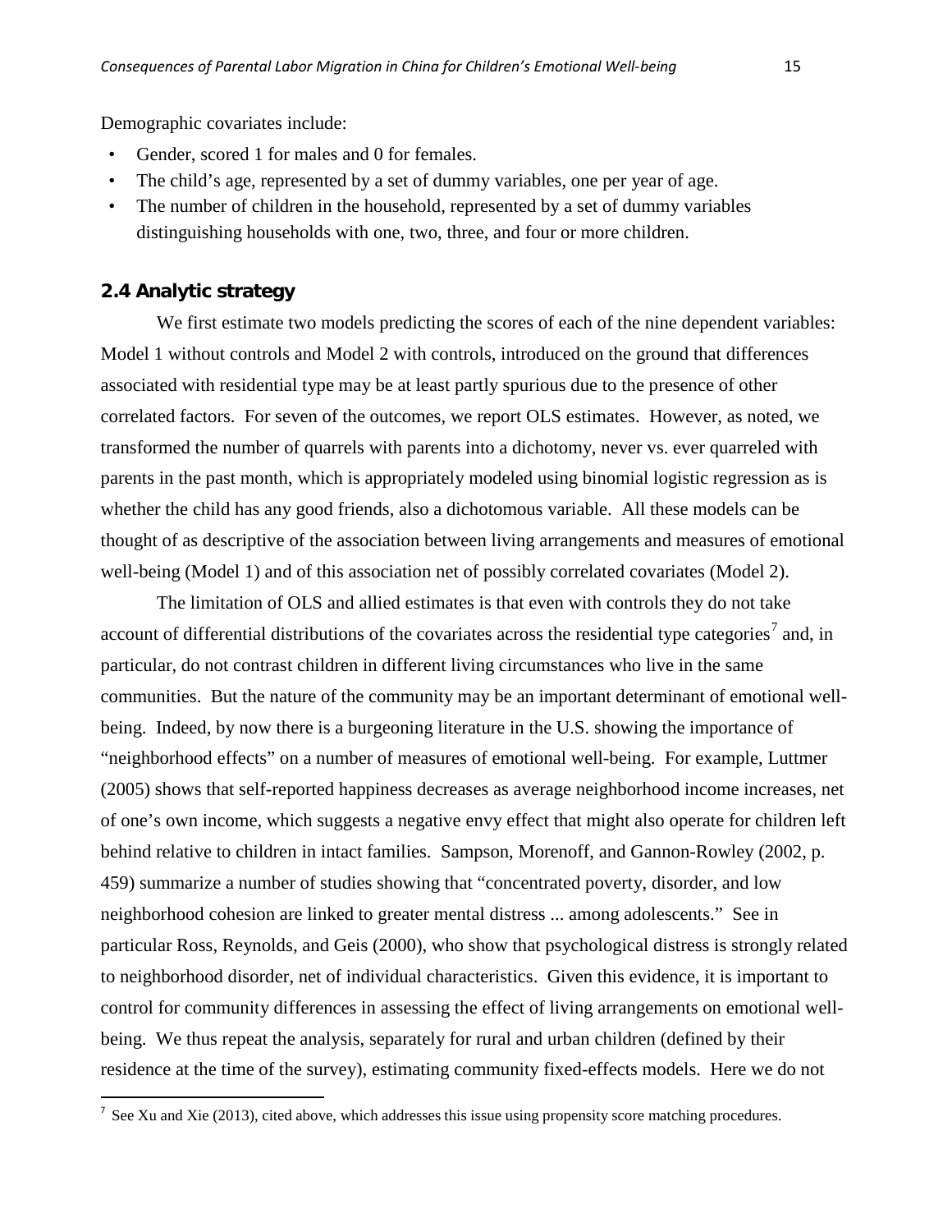Demographic covariates include:

- Gender, scored 1 for males and 0 for females.
- The child's age, represented by a set of dummy variables, one per year of age.
- The number of children in the household, represented by a set of dummy variables distinguishing households with one, two, three, and four or more children.

### 2.4 Analytic strategy

We first estimate two models predicting the scores of each of the nine dependent variables: Model 1 without controls and Model 2 with controls, introduced on the ground that differences associated with residential type may be at least partly spurious due to the presence of other correlated factors. For seven of the outcomes, we report OLS estimates. However, as noted, we transformed the number of quarrels with parents into a dichotomy, never vs. ever quarreled with parents in the past month, which is appropriately modeled using binomial logistic regression as is whether the child has any good friends, also a dichotomous variable. All these models can be thought of as descriptive of the association between living arrangements and measures of emotional well-being (Model 1) and of this association net of possibly correlated covariates (Model 2).

The limitation of OLS and allied estimates is that even with controls they do not take account of differential distributions of the covariates across the residential type categories[7] and, in particular, do not contrast children in different living circumstances who live in the same communities. But the nature of the community may be an important determinant of emotional well-being. Indeed, by now there is a burgeoning literature in the U.S. showing the importance of "neighborhood effects" on a number of measures of emotional well-being. For example, Luttmer (2005) shows that self-reported happiness decreases as average neighborhood income increases, net of one's own income, which suggests a negative envy effect that might also operate for children left behind relative to children in intact families. Sampson, Morenoff, and Gannon-Rowley (2002, p. 459) summarize a number of studies showing that "concentrated poverty, disorder, and low neighborhood cohesion are linked to greater mental distress ... among adolescents." See in particular Ross, Reynolds, and Geis (2000), who show that psychological distress is strongly related to neighborhood disorder, net of individual characteristics. Given this evidence, it is important to control for community differences in assessing the effect of living arrangements on emotional well-being. We thus repeat the analysis, separately for rural and urban children (defined by their residence at the time of the survey), estimating community fixed-effects models. Here we do not

[7] See Xu and Xie (2013), cited above, which addresses this issue using propensity score matching procedures.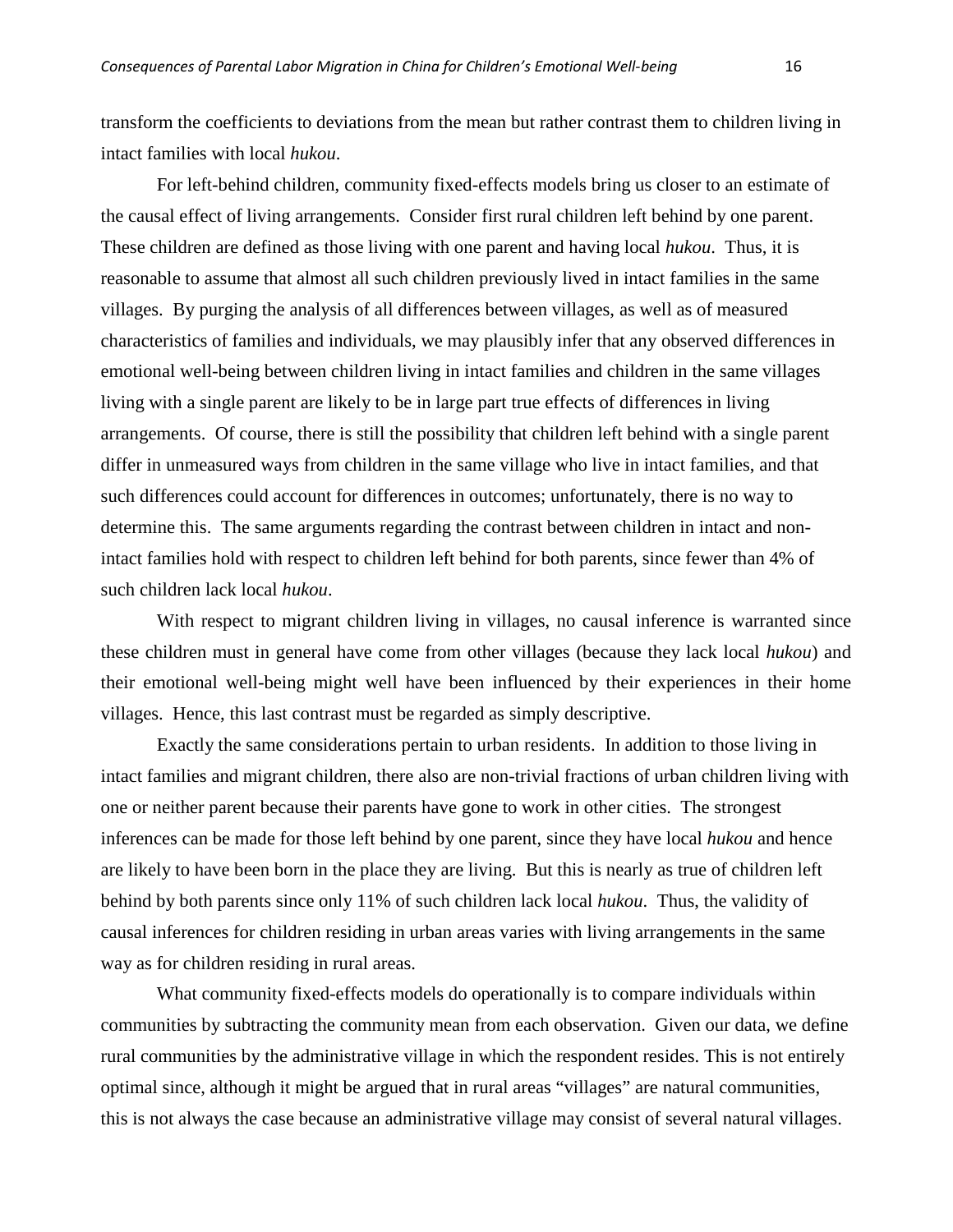transform the coefficients to deviations from the mean but rather contrast them to children living in intact families with local *hukou*.

For left-behind children, community fixed-effects models bring us closer to an estimate of the causal effect of living arrangements. Consider first rural children left behind by one parent. These children are defined as those living with one parent and having local *hukou*. Thus, it is reasonable to assume that almost all such children previously lived in intact families in the same villages. By purging the analysis of all differences between villages, as well as of measured characteristics of families and individuals, we may plausibly infer that any observed differences in emotional well-being between children living in intact families and children in the same villages living with a single parent are likely to be in large part true effects of differences in living arrangements. Of course, there is still the possibility that children left behind with a single parent differ in unmeasured ways from children in the same village who live in intact families, and that such differences could account for differences in outcomes; unfortunately, there is no way to determine this. The same arguments regarding the contrast between children in intact and non-intact families hold with respect to children left behind for both parents, since fewer than 4% of such children lack local *hukou*.

With respect to migrant children living in villages, no causal inference is warranted since these children must in general have come from other villages (because they lack local *hukou*) and their emotional well-being might well have been influenced by their experiences in their home villages. Hence, this last contrast must be regarded as simply descriptive.

Exactly the same considerations pertain to urban residents. In addition to those living in intact families and migrant children, there also are non-trivial fractions of urban children living with one or neither parent because their parents have gone to work in other cities. The strongest inferences can be made for those left behind by one parent, since they have local *hukou* and hence are likely to have been born in the place they are living. But this is nearly as true of children left behind by both parents since only 11% of such children lack local *hukou*. Thus, the validity of causal inferences for children residing in urban areas varies with living arrangements in the same way as for children residing in rural areas.

What community fixed-effects models do operationally is to compare individuals within communities by subtracting the community mean from each observation. Given our data, we define rural communities by the administrative village in which the respondent resides. This is not entirely optimal since, although it might be argued that in rural areas "villages" are natural communities, this is not always the case because an administrative village may consist of several natural villages.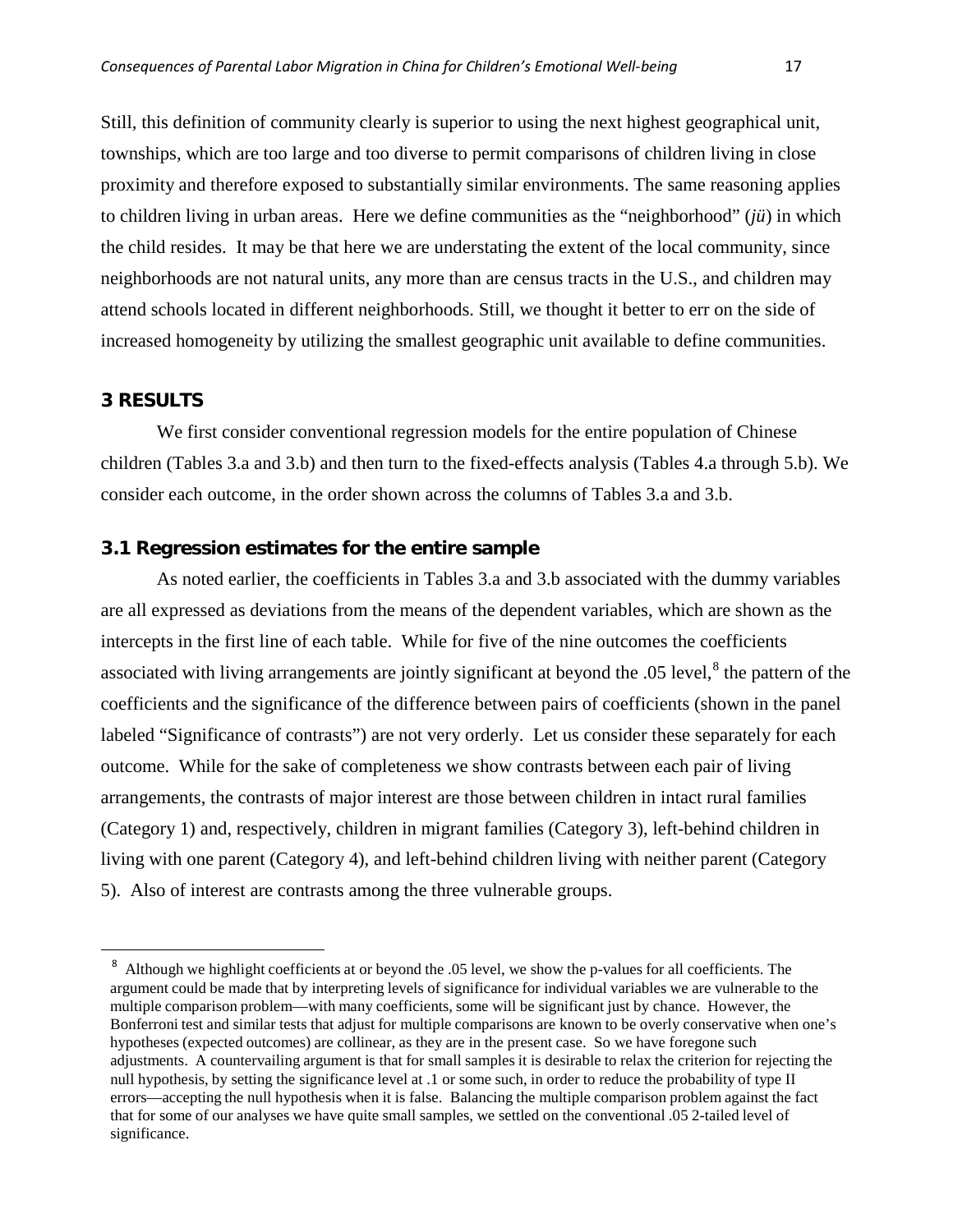Still, this definition of community clearly is superior to using the next highest geographical unit, townships, which are too large and too diverse to permit comparisons of children living in close proximity and therefore exposed to substantially similar environments. The same reasoning applies to children living in urban areas. Here we define communities as the "neighborhood" (*jü*) in which the child resides. It may be that here we are understating the extent of the local community, since neighborhoods are not natural units, any more than are census tracts in the U.S., and children may attend schools located in different neighborhoods. Still, we thought it better to err on the side of increased homogeneity by utilizing the smallest geographic unit available to define communities.

## 3 RESULTS

We first consider conventional regression models for the entire population of Chinese children (Tables 3.a and 3.b) and then turn to the fixed-effects analysis (Tables 4.a through 5.b). We consider each outcome, in the order shown across the columns of Tables 3.a and 3.b.

### 3.1 Regression estimates for the entire sample

As noted earlier, the coefficients in Tables 3.a and 3.b associated with the dummy variables are all expressed as deviations from the means of the dependent variables, which are shown as the intercepts in the first line of each table. While for five of the nine outcomes the coefficients associated with living arrangements are jointly significant at beyond the .05 level,[8] the pattern of the coefficients and the significance of the difference between pairs of coefficients (shown in the panel labeled "Significance of contrasts") are not very orderly. Let us consider these separately for each outcome. While for the sake of completeness we show contrasts between each pair of living arrangements, the contrasts of major interest are those between children in intact rural families (Category 1) and, respectively, children in migrant families (Category 3), left-behind children in living with one parent (Category 4), and left-behind children living with neither parent (Category 5). Also of interest are contrasts among the three vulnerable groups.

[8] Although we highlight coefficients at or beyond the .05 level, we show the p-values for all coefficients. The argument could be made that by interpreting levels of significance for individual variables we are vulnerable to the multiple comparison problem—with many coefficients, some will be significant just by chance. However, the Bonferroni test and similar tests that adjust for multiple comparisons are known to be overly conservative when one's hypotheses (expected outcomes) are collinear, as they are in the present case. So we have foregone such adjustments. A countervailing argument is that for small samples it is desirable to relax the criterion for rejecting the null hypothesis, by setting the significance level at .1 or some such, in order to reduce the probability of type II errors—accepting the null hypothesis when it is false. Balancing the multiple comparison problem against the fact that for some of our analyses we have quite small samples, we settled on the conventional .05 2-tailed level of significance.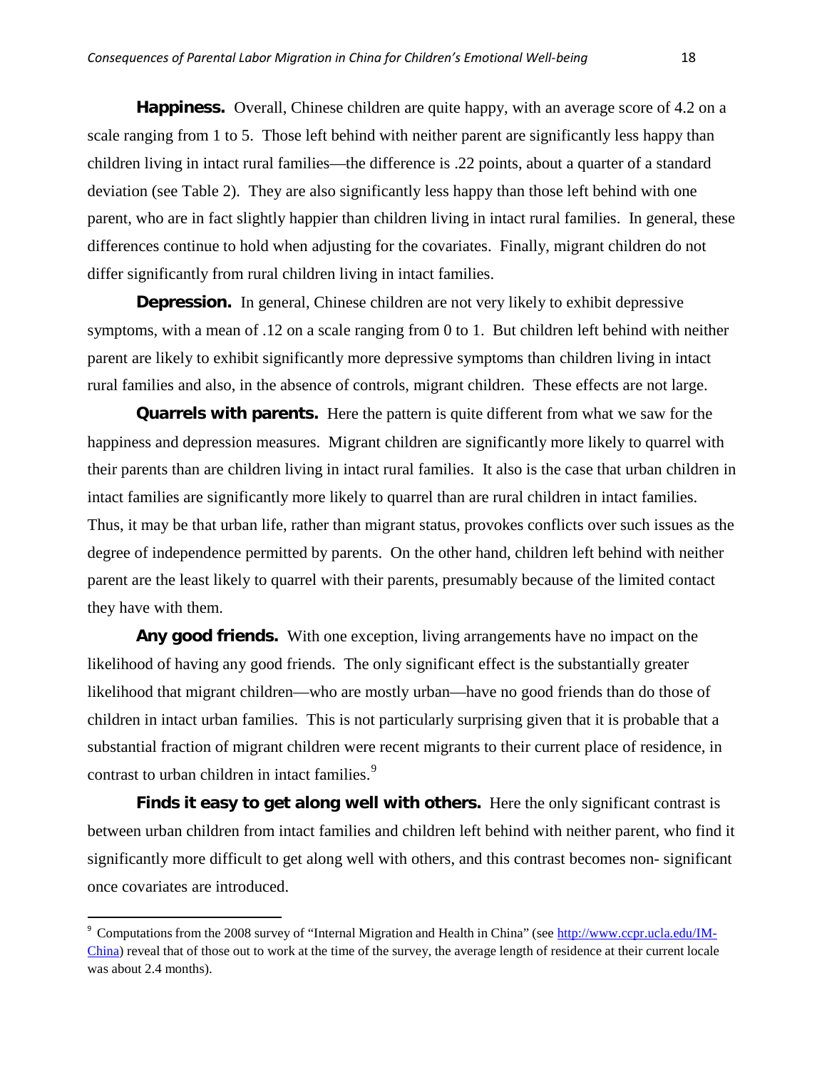**Happiness.** Overall, Chinese children are quite happy, with an average score of 4.2 on a scale ranging from 1 to 5. Those left behind with neither parent are significantly less happy than children living in intact rural families—the difference is .22 points, about a quarter of a standard deviation (see Table 2). They are also significantly less happy than those left behind with one parent, who are in fact slightly happier than children living in intact rural families. In general, these differences continue to hold when adjusting for the covariates. Finally, migrant children do not differ significantly from rural children living in intact families.

**Depression.** In general, Chinese children are not very likely to exhibit depressive symptoms, with a mean of .12 on a scale ranging from 0 to 1. But children left behind with neither parent are likely to exhibit significantly more depressive symptoms than children living in intact rural families and also, in the absence of controls, migrant children. These effects are not large.

**Quarrels with parents.** Here the pattern is quite different from what we saw for the happiness and depression measures. Migrant children are significantly more likely to quarrel with their parents than are children living in intact rural families. It also is the case that urban children in intact families are significantly more likely to quarrel than are rural children in intact families. Thus, it may be that urban life, rather than migrant status, provokes conflicts over such issues as the degree of independence permitted by parents. On the other hand, children left behind with neither parent are the least likely to quarrel with their parents, presumably because of the limited contact they have with them.

**Any good friends.** With one exception, living arrangements have no impact on the likelihood of having any good friends. The only significant effect is the substantially greater likelihood that migrant children—who are mostly urban—have no good friends than do those of children in intact urban families. This is not particularly surprising given that it is probable that a substantial fraction of migrant children were recent migrants to their current place of residence, in contrast to urban children in intact families.[9]

**Finds it easy to get along well with others.** Here the only significant contrast is between urban children from intact families and children left behind with neither parent, who find it significantly more difficult to get along well with others, and this contrast becomes non- significant once covariates are introduced.

---

[9] Computations from the 2008 survey of "Internal Migration and Health in China" (see http://www.ccpr.ucla.edu/IM-China) reveal that of those out to work at the time of the survey, the average length of residence at their current locale was about 2.4 months).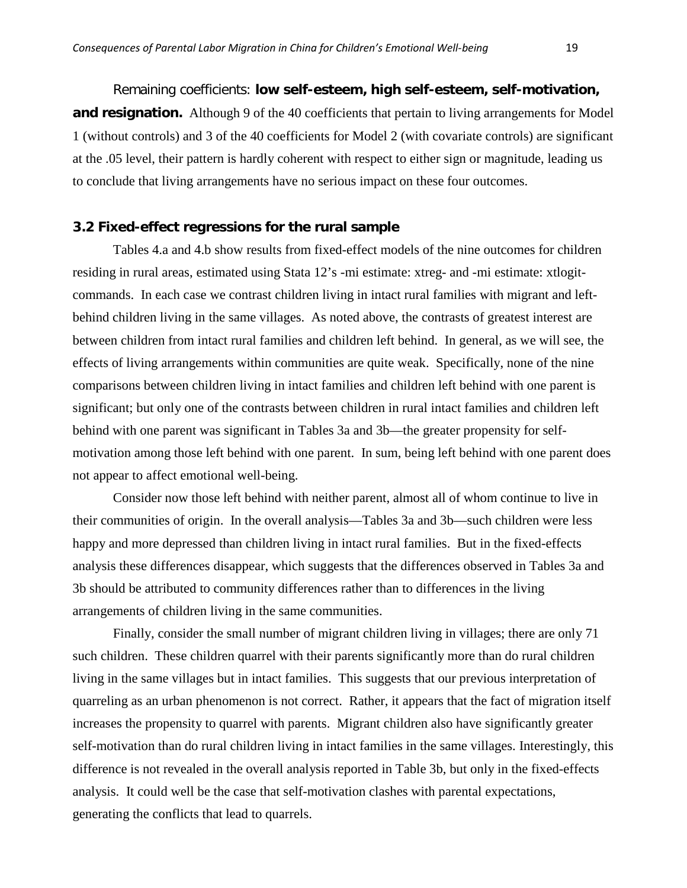Remaining coefficients: **low self-esteem, high self-esteem, self-motivation, and resignation.** Although 9 of the 40 coefficients that pertain to living arrangements for Model 1 (without controls) and 3 of the 40 coefficients for Model 2 (with covariate controls) are significant at the .05 level, their pattern is hardly coherent with respect to either sign or magnitude, leading us to conclude that living arrangements have no serious impact on these four outcomes.

### 3.2 Fixed-effect regressions for the rural sample

Tables 4.a and 4.b show results from fixed-effect models of the nine outcomes for children residing in rural areas, estimated using Stata 12's -mi estimate: xtreg- and -mi estimate: xtlogit- commands. In each case we contrast children living in intact rural families with migrant and left-behind children living in the same villages. As noted above, the contrasts of greatest interest are between children from intact rural families and children left behind. In general, as we will see, the effects of living arrangements within communities are quite weak. Specifically, none of the nine comparisons between children living in intact families and children left behind with one parent is significant; but only one of the contrasts between children in rural intact families and children left behind with one parent was significant in Tables 3a and 3b—the greater propensity for self-motivation among those left behind with one parent. In sum, being left behind with one parent does not appear to affect emotional well-being.

Consider now those left behind with neither parent, almost all of whom continue to live in their communities of origin. In the overall analysis—Tables 3a and 3b—such children were less happy and more depressed than children living in intact rural families. But in the fixed-effects analysis these differences disappear, which suggests that the differences observed in Tables 3a and 3b should be attributed to community differences rather than to differences in the living arrangements of children living in the same communities.

Finally, consider the small number of migrant children living in villages; there are only 71 such children. These children quarrel with their parents significantly more than do rural children living in the same villages but in intact families. This suggests that our previous interpretation of quarreling as an urban phenomenon is not correct. Rather, it appears that the fact of migration itself increases the propensity to quarrel with parents. Migrant children also have significantly greater self-motivation than do rural children living in intact families in the same villages. Interestingly, this difference is not revealed in the overall analysis reported in Table 3b, but only in the fixed-effects analysis. It could well be the case that self-motivation clashes with parental expectations, generating the conflicts that lead to quarrels.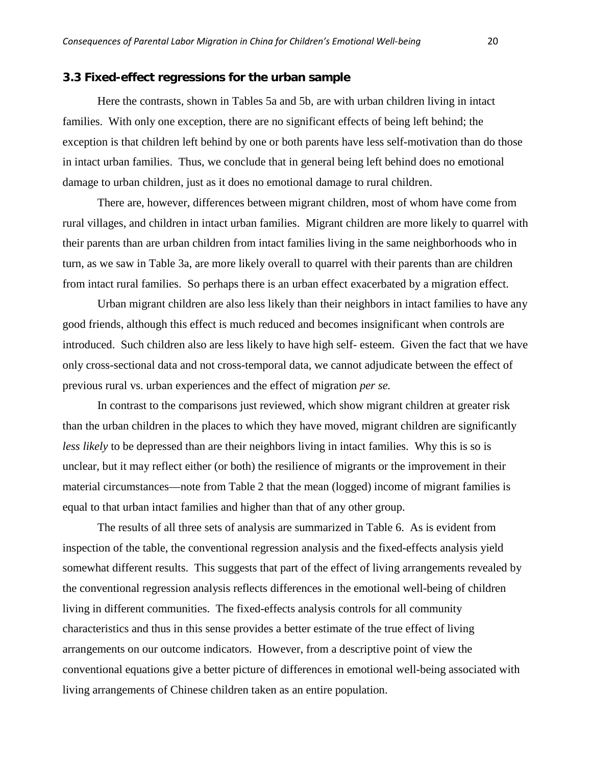### 3.3 Fixed-effect regressions for the urban sample

Here the contrasts, shown in Tables 5a and 5b, are with urban children living in intact families. With only one exception, there are no significant effects of being left behind; the exception is that children left behind by one or both parents have less self-motivation than do those in intact urban families. Thus, we conclude that in general being left behind does no emotional damage to urban children, just as it does no emotional damage to rural children.

There are, however, differences between migrant children, most of whom have come from rural villages, and children in intact urban families. Migrant children are more likely to quarrel with their parents than are urban children from intact families living in the same neighborhoods who in turn, as we saw in Table 3a, are more likely overall to quarrel with their parents than are children from intact rural families. So perhaps there is an urban effect exacerbated by a migration effect.

Urban migrant children are also less likely than their neighbors in intact families to have any good friends, although this effect is much reduced and becomes insignificant when controls are introduced. Such children also are less likely to have high self- esteem. Given the fact that we have only cross-sectional data and not cross-temporal data, we cannot adjudicate between the effect of previous rural vs. urban experiences and the effect of migration *per se.*

In contrast to the comparisons just reviewed, which show migrant children at greater risk than the urban children in the places to which they have moved, migrant children are significantly *less likely* to be depressed than are their neighbors living in intact families. Why this is so is unclear, but it may reflect either (or both) the resilience of migrants or the improvement in their material circumstances—note from Table 2 that the mean (logged) income of migrant families is equal to that urban intact families and higher than that of any other group.

The results of all three sets of analysis are summarized in Table 6. As is evident from inspection of the table, the conventional regression analysis and the fixed-effects analysis yield somewhat different results. This suggests that part of the effect of living arrangements revealed by the conventional regression analysis reflects differences in the emotional well-being of children living in different communities. The fixed-effects analysis controls for all community characteristics and thus in this sense provides a better estimate of the true effect of living arrangements on our outcome indicators. However, from a descriptive point of view the conventional equations give a better picture of differences in emotional well-being associated with living arrangements of Chinese children taken as an entire population.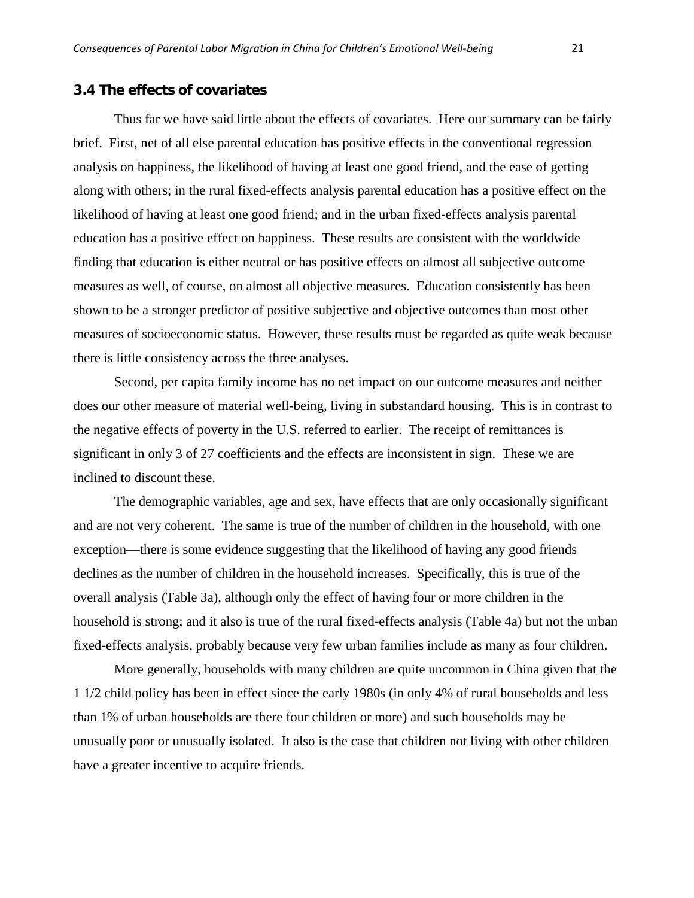### 3.4 The effects of covariates

Thus far we have said little about the effects of covariates. Here our summary can be fairly brief. First, net of all else parental education has positive effects in the conventional regression analysis on happiness, the likelihood of having at least one good friend, and the ease of getting along with others; in the rural fixed-effects analysis parental education has a positive effect on the likelihood of having at least one good friend; and in the urban fixed-effects analysis parental education has a positive effect on happiness. These results are consistent with the worldwide finding that education is either neutral or has positive effects on almost all subjective outcome measures as well, of course, on almost all objective measures. Education consistently has been shown to be a stronger predictor of positive subjective and objective outcomes than most other measures of socioeconomic status. However, these results must be regarded as quite weak because there is little consistency across the three analyses.

Second, per capita family income has no net impact on our outcome measures and neither does our other measure of material well-being, living in substandard housing. This is in contrast to the negative effects of poverty in the U.S. referred to earlier. The receipt of remittances is significant in only 3 of 27 coefficients and the effects are inconsistent in sign. These we are inclined to discount these.

The demographic variables, age and sex, have effects that are only occasionally significant and are not very coherent. The same is true of the number of children in the household, with one exception—there is some evidence suggesting that the likelihood of having any good friends declines as the number of children in the household increases. Specifically, this is true of the overall analysis (Table 3a), although only the effect of having four or more children in the household is strong; and it also is true of the rural fixed-effects analysis (Table 4a) but not the urban fixed-effects analysis, probably because very few urban families include as many as four children.

More generally, households with many children are quite uncommon in China given that the 1 1/2 child policy has been in effect since the early 1980s (in only 4% of rural households and less than 1% of urban households are there four children or more) and such households may be unusually poor or unusually isolated. It also is the case that children not living with other children have a greater incentive to acquire friends.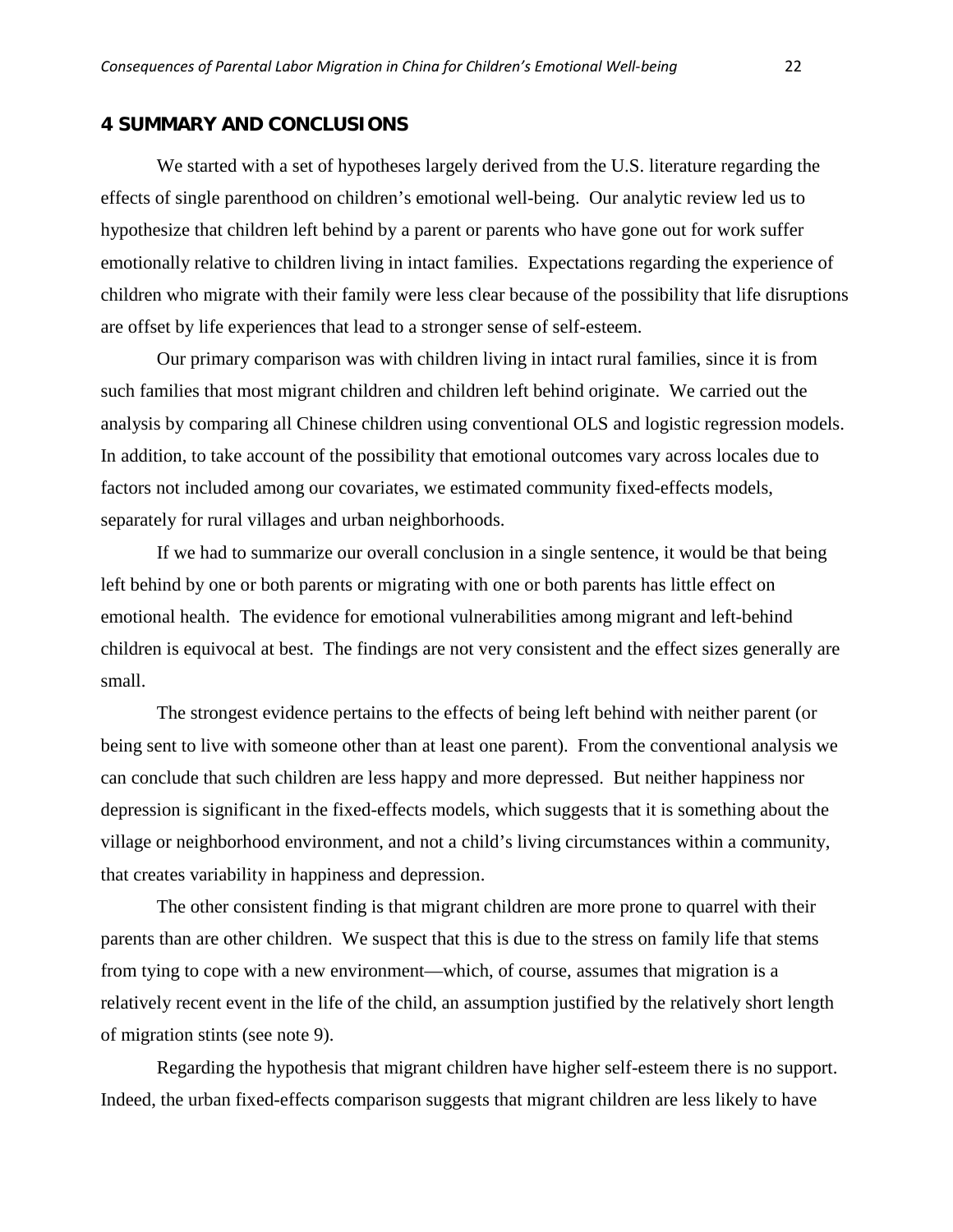## 4 SUMMARY AND CONCLUSIONS

We started with a set of hypotheses largely derived from the U.S. literature regarding the effects of single parenthood on children's emotional well-being. Our analytic review led us to hypothesize that children left behind by a parent or parents who have gone out for work suffer emotionally relative to children living in intact families. Expectations regarding the experience of children who migrate with their family were less clear because of the possibility that life disruptions are offset by life experiences that lead to a stronger sense of self-esteem.

Our primary comparison was with children living in intact rural families, since it is from such families that most migrant children and children left behind originate. We carried out the analysis by comparing all Chinese children using conventional OLS and logistic regression models. In addition, to take account of the possibility that emotional outcomes vary across locales due to factors not included among our covariates, we estimated community fixed-effects models, separately for rural villages and urban neighborhoods.

If we had to summarize our overall conclusion in a single sentence, it would be that being left behind by one or both parents or migrating with one or both parents has little effect on emotional health. The evidence for emotional vulnerabilities among migrant and left-behind children is equivocal at best. The findings are not very consistent and the effect sizes generally are small.

The strongest evidence pertains to the effects of being left behind with neither parent (or being sent to live with someone other than at least one parent). From the conventional analysis we can conclude that such children are less happy and more depressed. But neither happiness nor depression is significant in the fixed-effects models, which suggests that it is something about the village or neighborhood environment, and not a child's living circumstances within a community, that creates variability in happiness and depression.

The other consistent finding is that migrant children are more prone to quarrel with their parents than are other children. We suspect that this is due to the stress on family life that stems from tying to cope with a new environment—which, of course, assumes that migration is a relatively recent event in the life of the child, an assumption justified by the relatively short length of migration stints (see note 9).

Regarding the hypothesis that migrant children have higher self-esteem there is no support. Indeed, the urban fixed-effects comparison suggests that migrant children are less likely to have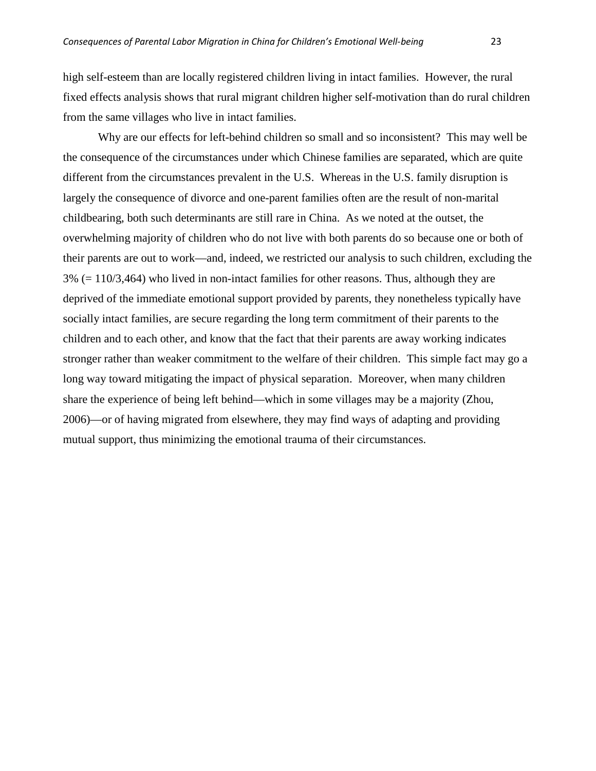high self-esteem than are locally registered children living in intact families. However, the rural fixed effects analysis shows that rural migrant children higher self-motivation than do rural children from the same villages who live in intact families.

Why are our effects for left-behind children so small and so inconsistent? This may well be the consequence of the circumstances under which Chinese families are separated, which are quite different from the circumstances prevalent in the U.S. Whereas in the U.S. family disruption is largely the consequence of divorce and one-parent families often are the result of non-marital childbearing, both such determinants are still rare in China. As we noted at the outset, the overwhelming majority of children who do not live with both parents do so because one or both of their parents are out to work—and, indeed, we restricted our analysis to such children, excluding the 3% (= 110/3,464) who lived in non-intact families for other reasons. Thus, although they are deprived of the immediate emotional support provided by parents, they nonetheless typically have socially intact families, are secure regarding the long term commitment of their parents to the children and to each other, and know that the fact that their parents are away working indicates stronger rather than weaker commitment to the welfare of their children. This simple fact may go a long way toward mitigating the impact of physical separation. Moreover, when many children share the experience of being left behind—which in some villages may be a majority (Zhou, 2006)—or of having migrated from elsewhere, they may find ways of adapting and providing mutual support, thus minimizing the emotional trauma of their circumstances.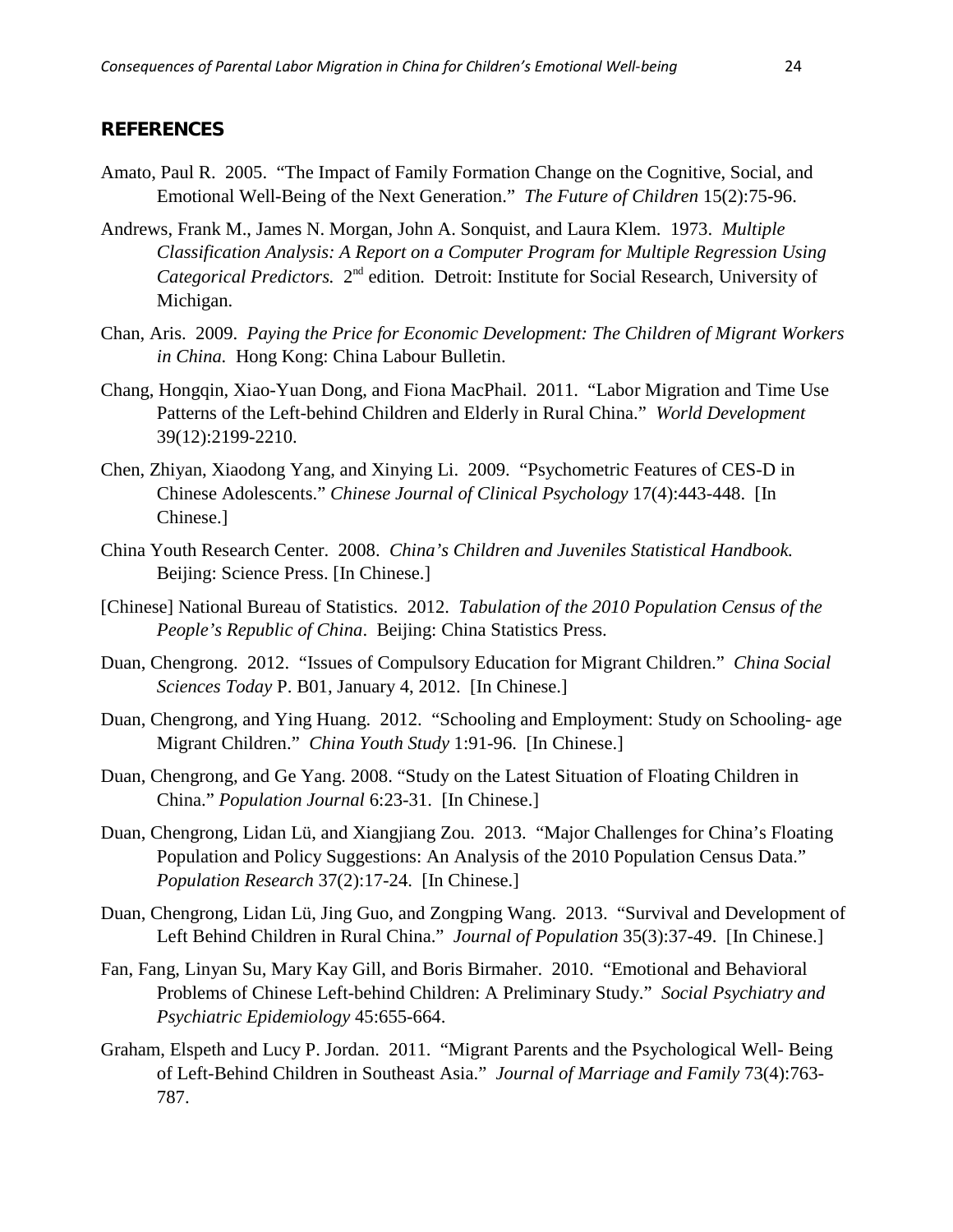## REFERENCES

Amato, Paul R. 2005. "The Impact of Family Formation Change on the Cognitive, Social, and Emotional Well-Being of the Next Generation." *The Future of Children* 15(2):75-96.

Andrews, Frank M., James N. Morgan, John A. Sonquist, and Laura Klem. 1973. *Multiple Classification Analysis: A Report on a Computer Program for Multiple Regression Using Categorical Predictors.* 2nd edition. Detroit: Institute for Social Research, University of Michigan.

Chan, Aris. 2009. *Paying the Price for Economic Development: The Children of Migrant Workers in China.* Hong Kong: China Labour Bulletin.

Chang, Hongqin, Xiao-Yuan Dong, and Fiona MacPhail. 2011. "Labor Migration and Time Use Patterns of the Left-behind Children and Elderly in Rural China." *World Development* 39(12):2199-2210.

Chen, Zhiyan, Xiaodong Yang, and Xinying Li. 2009. "Psychometric Features of CES-D in Chinese Adolescents." *Chinese Journal of Clinical Psychology* 17(4):443-448. [In Chinese.]

China Youth Research Center. 2008. *China's Children and Juveniles Statistical Handbook.* Beijing: Science Press. [In Chinese.]

[Chinese] National Bureau of Statistics. 2012. *Tabulation of the 2010 Population Census of the People's Republic of China*. Beijing: China Statistics Press.

Duan, Chengrong. 2012. "Issues of Compulsory Education for Migrant Children." *China Social Sciences Today* P. B01, January 4, 2012. [In Chinese.]

Duan, Chengrong, and Ying Huang. 2012. "Schooling and Employment: Study on Schooling- age Migrant Children." *China Youth Study* 1:91-96. [In Chinese.]

Duan, Chengrong, and Ge Yang. 2008. "Study on the Latest Situation of Floating Children in China." *Population Journal* 6:23-31. [In Chinese.]

Duan, Chengrong, Lidan Lü, and Xiangjiang Zou. 2013. "Major Challenges for China's Floating Population and Policy Suggestions: An Analysis of the 2010 Population Census Data." *Population Research* 37(2):17-24. [In Chinese.]

Duan, Chengrong, Lidan Lü, Jing Guo, and Zongping Wang. 2013. "Survival and Development of Left Behind Children in Rural China." *Journal of Population* 35(3):37-49. [In Chinese.]

Fan, Fang, Linyan Su, Mary Kay Gill, and Boris Birmaher. 2010. "Emotional and Behavioral Problems of Chinese Left-behind Children: A Preliminary Study." *Social Psychiatry and Psychiatric Epidemiology* 45:655-664.

Graham, Elspeth and Lucy P. Jordan. 2011. "Migrant Parents and the Psychological Well- Being of Left-Behind Children in Southeast Asia." *Journal of Marriage and Family* 73(4):763-787.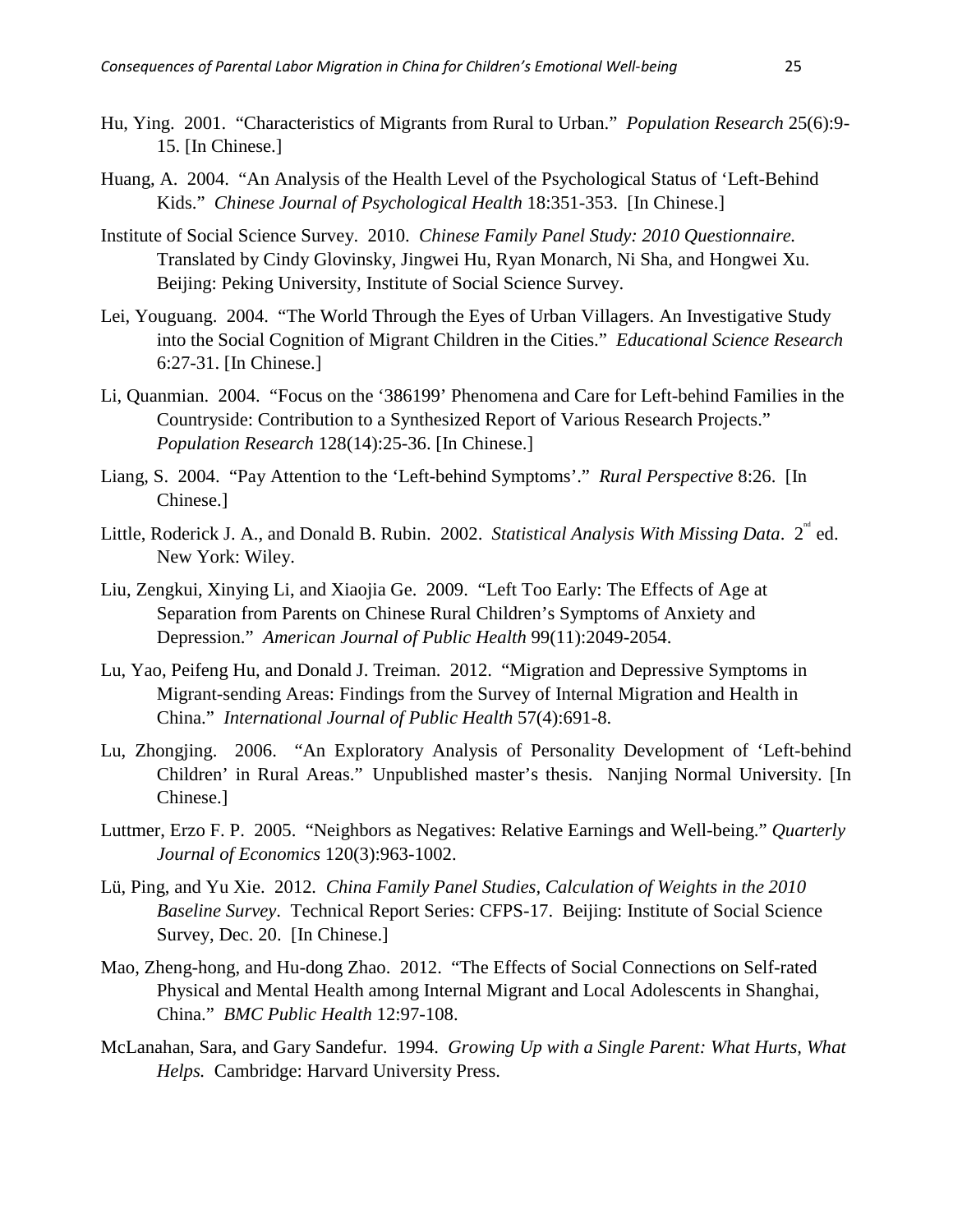Hu, Ying. 2001. "Characteristics of Migrants from Rural to Urban." *Population Research* 25(6):9-15. [In Chinese.]

Huang, A. 2004. "An Analysis of the Health Level of the Psychological Status of 'Left-Behind Kids." *Chinese Journal of Psychological Health* 18:351-353. [In Chinese.]

Institute of Social Science Survey. 2010. *Chinese Family Panel Study: 2010 Questionnaire.* Translated by Cindy Glovinsky, Jingwei Hu, Ryan Monarch, Ni Sha, and Hongwei Xu. Beijing: Peking University, Institute of Social Science Survey.

Lei, Youguang. 2004. "The World Through the Eyes of Urban Villagers. An Investigative Study into the Social Cognition of Migrant Children in the Cities." *Educational Science Research* 6:27-31. [In Chinese.]

Li, Quanmian. 2004. "Focus on the '386199' Phenomena and Care for Left-behind Families in the Countryside: Contribution to a Synthesized Report of Various Research Projects." *Population Research* 128(14):25-36. [In Chinese.]

Liang, S. 2004. "Pay Attention to the 'Left-behind Symptoms'." *Rural Perspective* 8:26. [In Chinese.]

Little, Roderick J. A., and Donald B. Rubin. 2002. *Statistical Analysis With Missing Data*. 2nd ed. New York: Wiley.

Liu, Zengkui, Xinying Li, and Xiaojia Ge. 2009. "Left Too Early: The Effects of Age at Separation from Parents on Chinese Rural Children's Symptoms of Anxiety and Depression." *American Journal of Public Health* 99(11):2049-2054.

Lu, Yao, Peifeng Hu, and Donald J. Treiman. 2012. "Migration and Depressive Symptoms in Migrant-sending Areas: Findings from the Survey of Internal Migration and Health in China." *International Journal of Public Health* 57(4):691-8.

Lu, Zhongjing. 2006. "An Exploratory Analysis of Personality Development of 'Left-behind Children' in Rural Areas." Unpublished master's thesis. Nanjing Normal University. [In Chinese.]

Luttmer, Erzo F. P. 2005. "Neighbors as Negatives: Relative Earnings and Well-being." *Quarterly Journal of Economics* 120(3):963-1002.

Lü, Ping, and Yu Xie. 2012. *China Family Panel Studies, Calculation of Weights in the 2010 Baseline Survey*. Technical Report Series: CFPS-17. Beijing: Institute of Social Science Survey, Dec. 20. [In Chinese.]

Mao, Zheng-hong, and Hu-dong Zhao. 2012. "The Effects of Social Connections on Self-rated Physical and Mental Health among Internal Migrant and Local Adolescents in Shanghai, China." *BMC Public Health* 12:97-108.

McLanahan, Sara, and Gary Sandefur. 1994. *Growing Up with a Single Parent: What Hurts, What Helps.* Cambridge: Harvard University Press.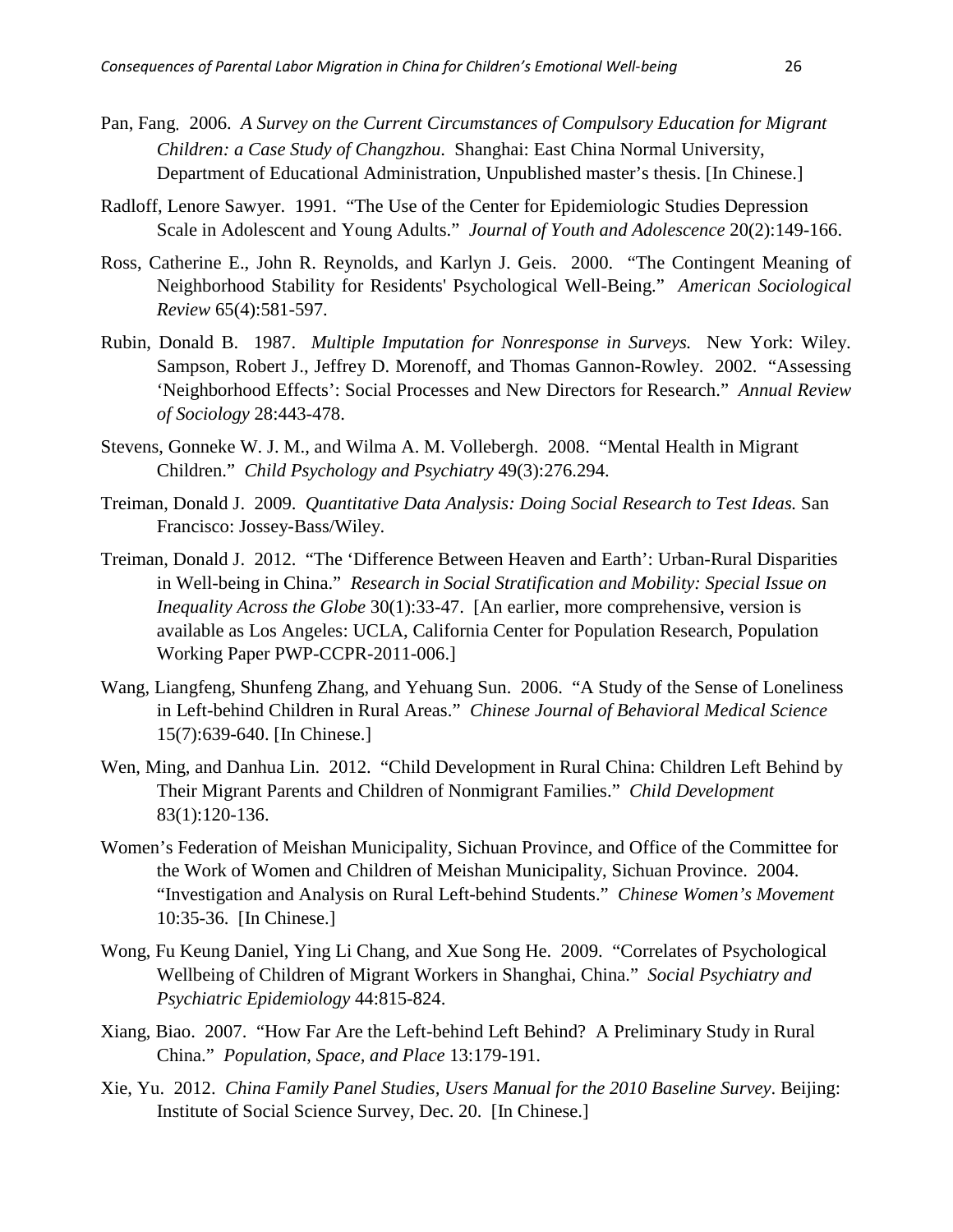Pan, Fang. 2006. *A Survey on the Current Circumstances of Compulsory Education for Migrant Children: a Case Study of Changzhou*. Shanghai: East China Normal University, Department of Educational Administration, Unpublished master's thesis. [In Chinese.]

Radloff, Lenore Sawyer. 1991. "The Use of the Center for Epidemiologic Studies Depression Scale in Adolescent and Young Adults." *Journal of Youth and Adolescence* 20(2):149-166.

Ross, Catherine E., John R. Reynolds, and Karlyn J. Geis. 2000. "The Contingent Meaning of Neighborhood Stability for Residents' Psychological Well-Being." *American Sociological Review* 65(4):581-597.

Rubin, Donald B. 1987. *Multiple Imputation for Nonresponse in Surveys.* New York: Wiley. Sampson, Robert J., Jeffrey D. Morenoff, and Thomas Gannon-Rowley. 2002. "Assessing 'Neighborhood Effects': Social Processes and New Directors for Research." *Annual Review of Sociology* 28:443-478.

Stevens, Gonneke W. J. M., and Wilma A. M. Vollebergh. 2008. "Mental Health in Migrant Children." *Child Psychology and Psychiatry* 49(3):276.294.

Treiman, Donald J. 2009. *Quantitative Data Analysis: Doing Social Research to Test Ideas.* San Francisco: Jossey-Bass/Wiley.

Treiman, Donald J. 2012. "The 'Difference Between Heaven and Earth': Urban-Rural Disparities in Well-being in China." *Research in Social Stratification and Mobility: Special Issue on Inequality Across the Globe* 30(1):33-47. [An earlier, more comprehensive, version is available as Los Angeles: UCLA, California Center for Population Research, Population Working Paper PWP-CCPR-2011-006.]

Wang, Liangfeng, Shunfeng Zhang, and Yehuang Sun. 2006. "A Study of the Sense of Loneliness in Left-behind Children in Rural Areas." *Chinese Journal of Behavioral Medical Science* 15(7):639-640. [In Chinese.]

Wen, Ming, and Danhua Lin. 2012. "Child Development in Rural China: Children Left Behind by Their Migrant Parents and Children of Nonmigrant Families." *Child Development* 83(1):120-136.

Women's Federation of Meishan Municipality, Sichuan Province, and Office of the Committee for the Work of Women and Children of Meishan Municipality, Sichuan Province. 2004. "Investigation and Analysis on Rural Left-behind Students." *Chinese Women's Movement* 10:35-36. [In Chinese.]

Wong, Fu Keung Daniel, Ying Li Chang, and Xue Song He. 2009. "Correlates of Psychological Wellbeing of Children of Migrant Workers in Shanghai, China." *Social Psychiatry and Psychiatric Epidemiology* 44:815-824.

Xiang, Biao. 2007. "How Far Are the Left-behind Left Behind? A Preliminary Study in Rural China." *Population, Space, and Place* 13:179-191.

Xie, Yu. 2012. *China Family Panel Studies, Users Manual for the 2010 Baseline Survey*. Beijing: Institute of Social Science Survey, Dec. 20. [In Chinese.]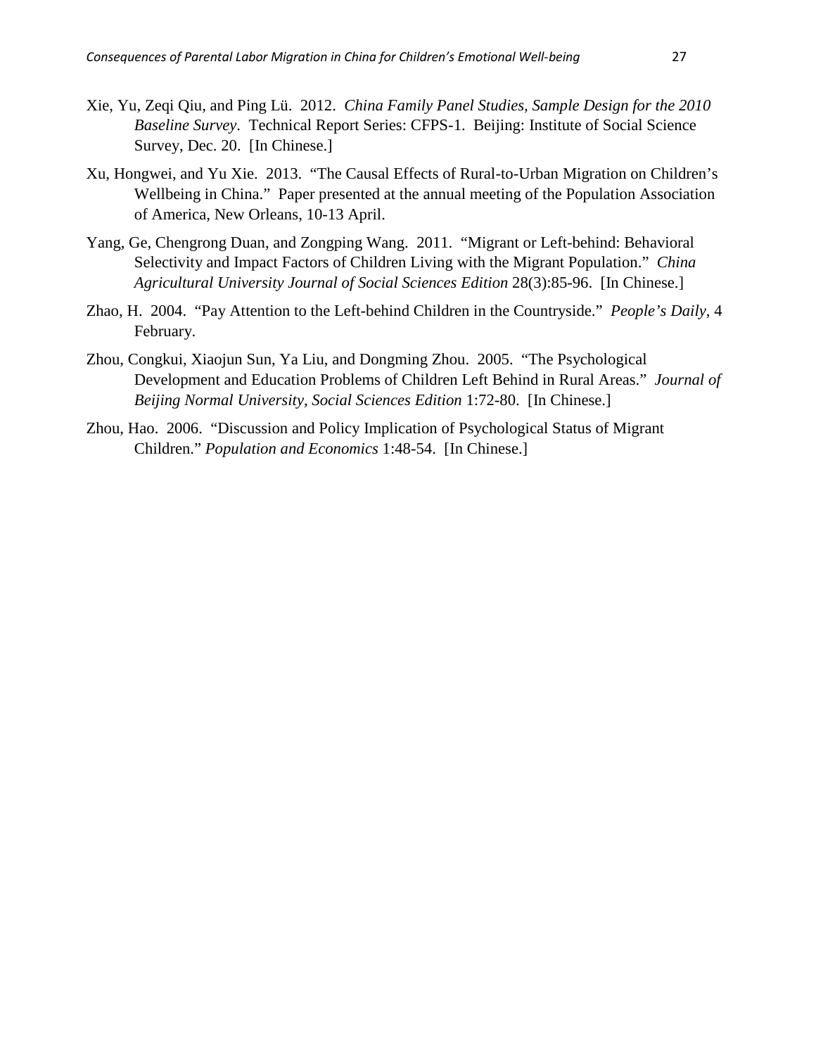Xie, Yu, Zeqi Qiu, and Ping Lü. 2012. *China Family Panel Studies, Sample Design for the 2010 Baseline Survey*. Technical Report Series: CFPS-1. Beijing: Institute of Social Science Survey, Dec. 20. [In Chinese.]

Xu, Hongwei, and Yu Xie. 2013. "The Causal Effects of Rural-to-Urban Migration on Children's Wellbeing in China." Paper presented at the annual meeting of the Population Association of America, New Orleans, 10-13 April.

Yang, Ge, Chengrong Duan, and Zongping Wang. 2011. "Migrant or Left-behind: Behavioral Selectivity and Impact Factors of Children Living with the Migrant Population." *China Agricultural University Journal of Social Sciences Edition* 28(3):85-96. [In Chinese.]

Zhao, H. 2004. "Pay Attention to the Left-behind Children in the Countryside." *People's Daily*, 4 February.

Zhou, Congkui, Xiaojun Sun, Ya Liu, and Dongming Zhou. 2005. "The Psychological Development and Education Problems of Children Left Behind in Rural Areas." *Journal of Beijing Normal University, Social Sciences Edition* 1:72-80. [In Chinese.]

Zhou, Hao. 2006. "Discussion and Policy Implication of Psychological Status of Migrant Children." *Population and Economics* 1:48-54. [In Chinese.]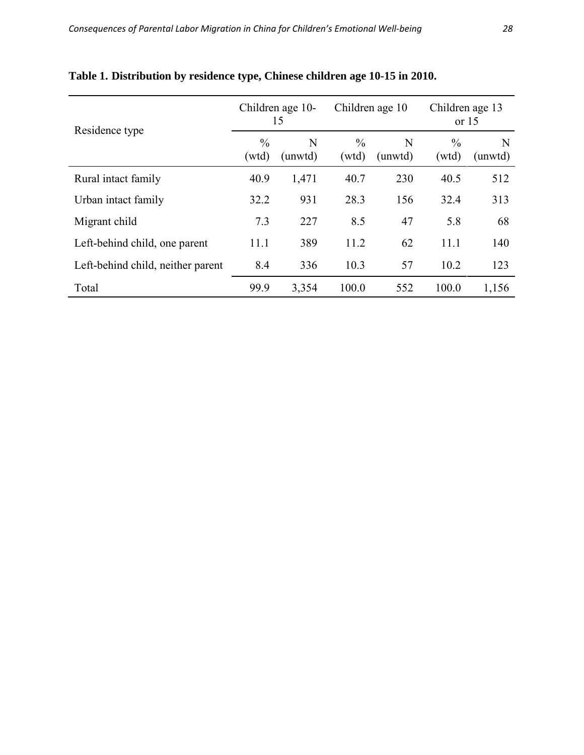**Table 1. Distribution by residence type, Chinese children age 10-15 in 2010.**

| Residence type | Children age 10-15 | | Children age 10 | | Children age 13 or 15 | |
|---|---|---|---|---|---|---|
| | % (wtd) | N (unwtd) | % (wtd) | N (unwtd) | % (wtd) | N (unwtd) |
| Rural intact family | 40.9 | 1,471 | 40.7 | 230 | 40.5 | 512 |
| Urban intact family | 32.2 | 931 | 28.3 | 156 | 32.4 | 313 |
| Migrant child | 7.3 | 227 | 8.5 | 47 | 5.8 | 68 |
| Left-behind child, one parent | 11.1 | 389 | 11.2 | 62 | 11.1 | 140 |
| Left-behind child, neither parent | 8.4 | 336 | 10.3 | 57 | 10.2 | 123 |
| Total | 99.9 | 3,354 | 100.0 | 552 | 100.0 | 1,156 |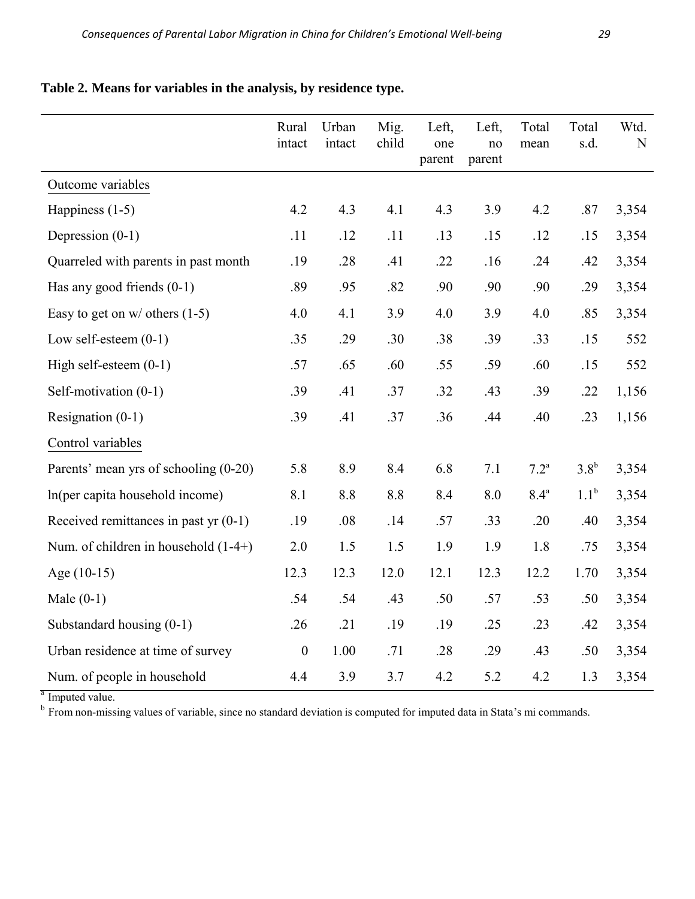**Table 2. Means for variables in the analysis, by residence type.**

| | Rural intact | Urban intact | Mig. child | Left, one parent | Left, no parent | Total mean | Total s.d. | Wtd. N |
|---|---|---|---|---|---|---|---|---|
| Outcome variables | | | | | | | | |
| Happiness (1-5) | 4.2 | 4.3 | 4.1 | 4.3 | 3.9 | 4.2 | .87 | 3,354 |
| Depression (0-1) | .11 | .12 | .11 | .13 | .15 | .12 | .15 | 3,354 |
| Quarreled with parents in past month | .19 | .28 | .41 | .22 | .16 | .24 | .42 | 3,354 |
| Has any good friends (0-1) | .89 | .95 | .82 | .90 | .90 | .90 | .29 | 3,354 |
| Easy to get on w/ others (1-5) | 4.0 | 4.1 | 3.9 | 4.0 | 3.9 | 4.0 | .85 | 3,354 |
| Low self-esteem (0-1) | .35 | .29 | .30 | .38 | .39 | .33 | .15 | 552 |
| High self-esteem (0-1) | .57 | .65 | .60 | .55 | .59 | .60 | .15 | 552 |
| Self-motivation (0-1) | .39 | .41 | .37 | .32 | .43 | .39 | .22 | 1,156 |
| Resignation (0-1) | .39 | .41 | .37 | .36 | .44 | .40 | .23 | 1,156 |
| Control variables | | | | | | | | |
| Parents' mean yrs of schooling (0-20) | 5.8 | 8.9 | 8.4 | 6.8 | 7.1 | 7.2[a] | 3.8[b] | 3,354 |
| ln(per capita household income) | 8.1 | 8.8 | 8.8 | 8.4 | 8.0 | 8.4[a] | 1.1[b] | 3,354 |
| Received remittances in past yr (0-1) | .19 | .08 | .14 | .57 | .33 | .20 | .40 | 3,354 |
| Num. of children in household (1-4+) | 2.0 | 1.5 | 1.5 | 1.9 | 1.9 | 1.8 | .75 | 3,354 |
| Age (10-15) | 12.3 | 12.3 | 12.0 | 12.1 | 12.3 | 12.2 | 1.70 | 3,354 |
| Male (0-1) | .54 | .54 | .43 | .50 | .57 | .53 | .50 | 3,354 |
| Substandard housing (0-1) | .26 | .21 | .19 | .19 | .25 | .23 | .42 | 3,354 |
| Urban residence at time of survey | 0 | 1.00 | .71 | .28 | .29 | .43 | .50 | 3,354 |
| Num. of people in household | 4.4 | 3.9 | 3.7 | 4.2 | 5.2 | 4.2 | 1.3 | 3,354 |

[a] Imputed value.

[b] From non-missing values of variable, since no standard deviation is computed for imputed data in Stata's mi commands.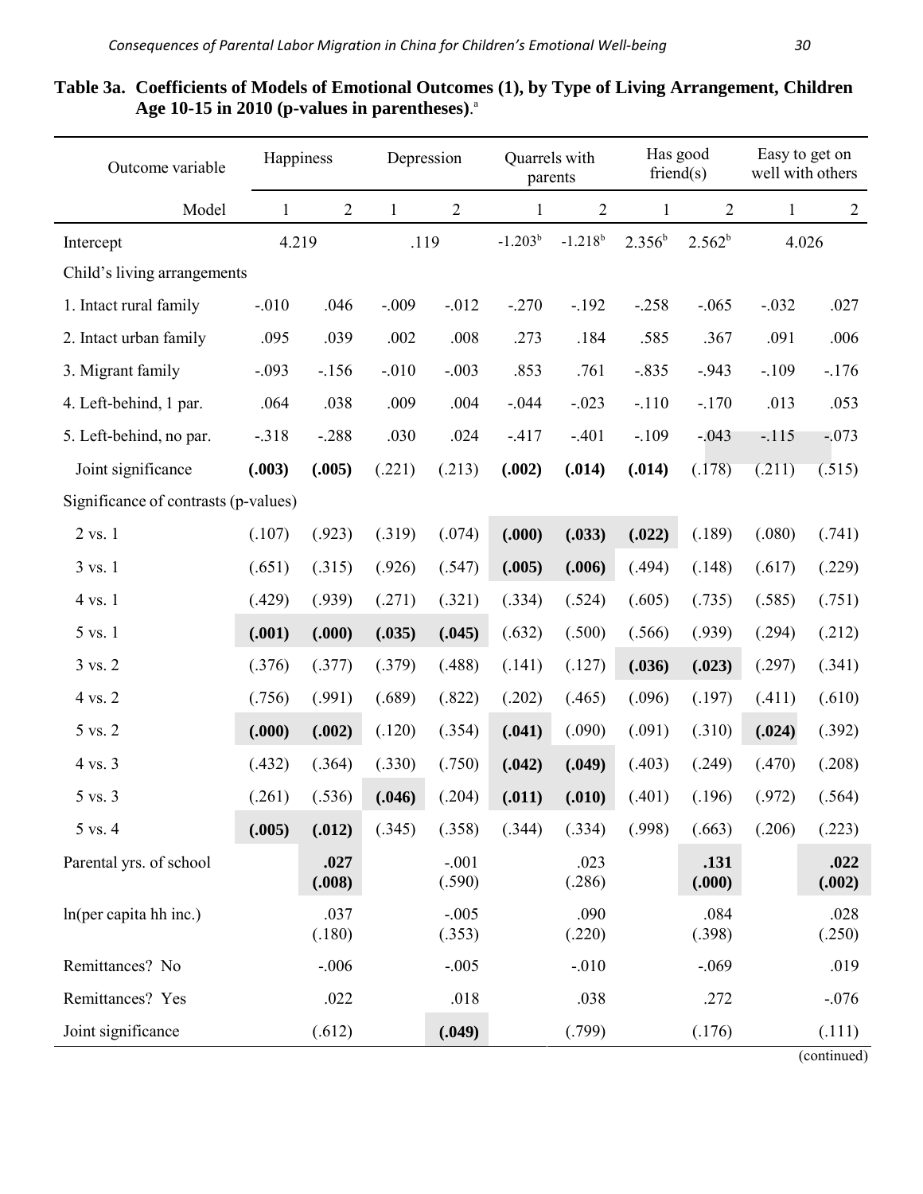**Table 3a. Coefficients of Models of Emotional Outcomes (1), by Type of Living Arrangement, Children Age 10-15 in 2010 (p-values in parentheses).**[a]

| Outcome variable | Happiness | | Depression | | Quarrels with parents | | Has good friend(s) | | Easy to get on well with others | |
|---|---|---|---|---|---|---|---|---|---|---|
| Model | 1 | 2 | 1 | 2 | 1 | 2 | 1 | 2 | 1 | 2 |
| Intercept | 4.219 | | .119 | | -1.203[b] | -1.218[b] | 2.356[b] | 2.562[b] | 4.026 | |
| Child's living arrangements | | | | | | | | | | |
| 1. Intact rural family | -.010 | .046 | -.009 | -.012 | -.270 | -.192 | -.258 | -.065 | -.032 | .027 |
| 2. Intact urban family | .095 | .039 | .002 | .008 | .273 | .184 | .585 | .367 | .091 | .006 |
| 3. Migrant family | -.093 | -.156 | -.010 | -.003 | .853 | .761 | -.835 | -.943 | -.109 | -.176 |
| 4. Left-behind, 1 par. | .064 | .038 | .009 | .004 | -.044 | -.023 | -.110 | -.170 | .013 | .053 |
| 5. Left-behind, no par. | -.318 | -.288 | .030 | .024 | -.417 | -.401 | -.109 | -.043 | -.115 | -.073 |
| Joint significance | **(.003)** | **(.005)** | (.221) | (.213) | **(.002)** | **(.014)** | **(.014)** | (.178) | (.211) | (.515) |
| Significance of contrasts (p-values) | | | | | | | | | | |
| 2 vs. 1 | (.107) | (.923) | (.319) | (.074) | **(.000)** | **(.033)** | **(.022)** | (.189) | (.080) | (.741) |
| 3 vs. 1 | (.651) | (.315) | (.926) | (.547) | **(.005)** | **(.006)** | (.494) | (.148) | (.617) | (.229) |
| 4 vs. 1 | (.429) | (.939) | (.271) | (.321) | (.334) | (.524) | (.605) | (.735) | (.585) | (.751) |
| 5 vs. 1 | **(.001)** | **(.000)** | **(.035)** | **(.045)** | (.632) | (.500) | (.566) | (.939) | (.294) | (.212) |
| 3 vs. 2 | (.376) | (.377) | (.379) | (.488) | (.141) | (.127) | **(.036)** | **(.023)** | (.297) | (.341) |
| 4 vs. 2 | (.756) | (.991) | (.689) | (.822) | (.202) | (.465) | (.096) | (.197) | (.411) | (.610) |
| 5 vs. 2 | **(.000)** | **(.002)** | (.120) | (.354) | **(.041)** | (.090) | (.091) | (.310) | **(.024)** | (.392) |
| 4 vs. 3 | (.432) | (.364) | (.330) | (.750) | **(.042)** | **(.049)** | (.403) | (.249) | (.470) | (.208) |
| 5 vs. 3 | (.261) | (.536) | **(.046)** | (.204) | **(.011)** | **(.010)** | (.401) | (.196) | (.972) | (.564) |
| 5 vs. 4 | **(.005)** | **(.012)** | (.345) | (.358) | (.344) | (.334) | (.998) | (.663) | (.206) | (.223) |
| Parental yrs. of school | | **.027 (.008)** | | -.001 (.590) | | .023 (.286) | | **.131 (.000)** | | **.022 (.002)** |
| ln(per capita hh inc.) | | .037 (.180) | | -.005 (.353) | | .090 (.220) | | .084 (.398) | | .028 (.250) |
| Remittances? No | | -.006 | | -.005 | | -.010 | | -.069 | | .019 |
| Remittances? Yes | | .022 | | .018 | | .038 | | .272 | | -.076 |
| Joint significance | | (.612) | | **(.049)** | | (.799) | | (.176) | | (.111) |

(continued)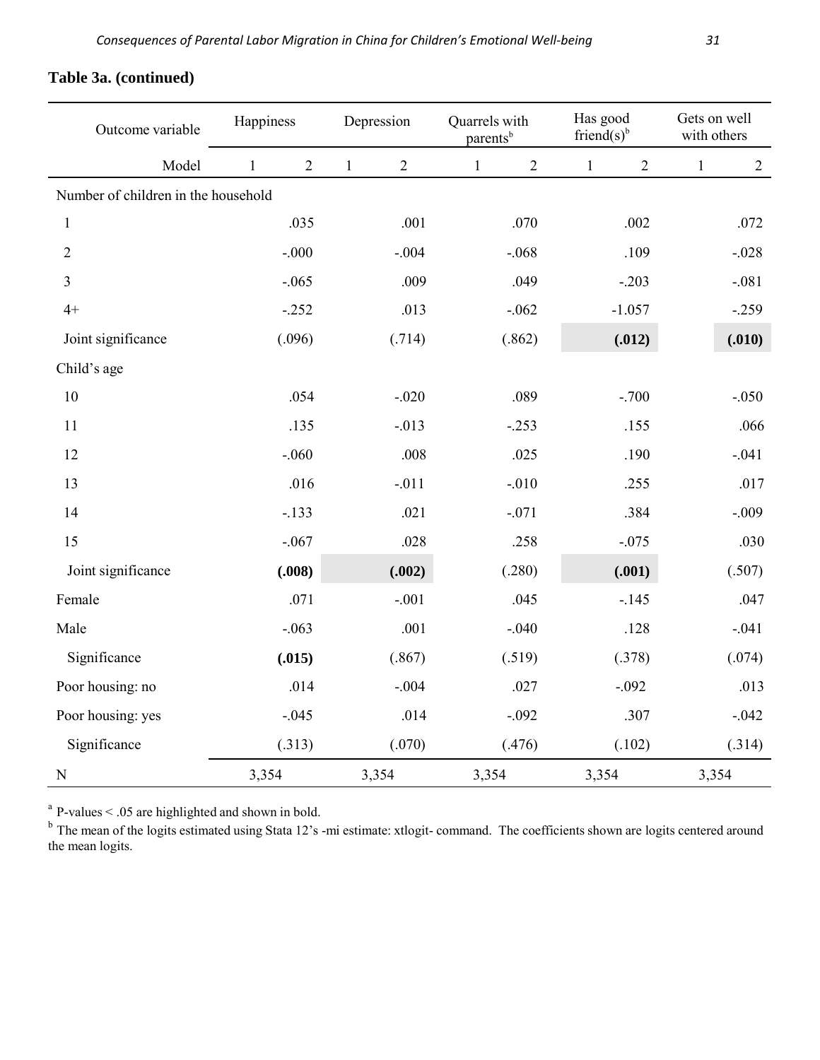**Table 3a. (continued)**

| Outcome variable | Happiness | | Depression | | Quarrels with parents[b] | | Has good friend(s)[b] | | Gets on well with others | |
|---|---|---|---|---|---|---|---|---|---|---|
| Model | 1 | 2 | 1 | 2 | 1 | 2 | 1 | 2 | 1 | 2 |
| Number of children in the household | | | | | | | | | | |
| 1 | | .035 | | .001 | | .070 | | .002 | | .072 |
| 2 | | -.000 | | -.004 | | -.068 | | .109 | | -.028 |
| 3 | | -.065 | | .009 | | .049 | | -.203 | | -.081 |
| 4+ | | -.252 | | .013 | | -.062 | | -1.057 | | -.259 |
| Joint significance | | (.096) | | (.714) | | (.862) | | **(.012)** | | **(.010)** |
| Child's age | | | | | | | | | | |
| 10 | | .054 | | -.020 | | .089 | | -.700 | | -.050 |
| 11 | | .135 | | -.013 | | -.253 | | .155 | | .066 |
| 12 | | -.060 | | .008 | | .025 | | .190 | | -.041 |
| 13 | | .016 | | -.011 | | -.010 | | .255 | | .017 |
| 14 | | -.133 | | .021 | | -.071 | | .384 | | -.009 |
| 15 | | -.067 | | .028 | | .258 | | -.075 | | .030 |
| Joint significance | | **(.008)** | | **(.002)** | | (.280) | | **(.001)** | | (.507) |
| Female | | .071 | | -.001 | | .045 | | -.145 | | .047 |
| Male | | -.063 | | .001 | | -.040 | | .128 | | -.041 |
| Significance | | **(.015)** | | (.867) | | (.519) | | (.378) | | (.074) |
| Poor housing: no | | .014 | | -.004 | | .027 | | -.092 | | .013 |
| Poor housing: yes | | -.045 | | .014 | | -.092 | | .307 | | -.042 |
| Significance | | (.313) | | (.070) | | (.476) | | (.102) | | (.314) |
| N | 3,354 | | 3,354 | | 3,354 | | 3,354 | | 3,354 | |

[a] P-values < .05 are highlighted and shown in bold.

[b] The mean of the logits estimated using Stata 12's -mi estimate: xtlogit- command. The coefficients shown are logits centered around the mean logits.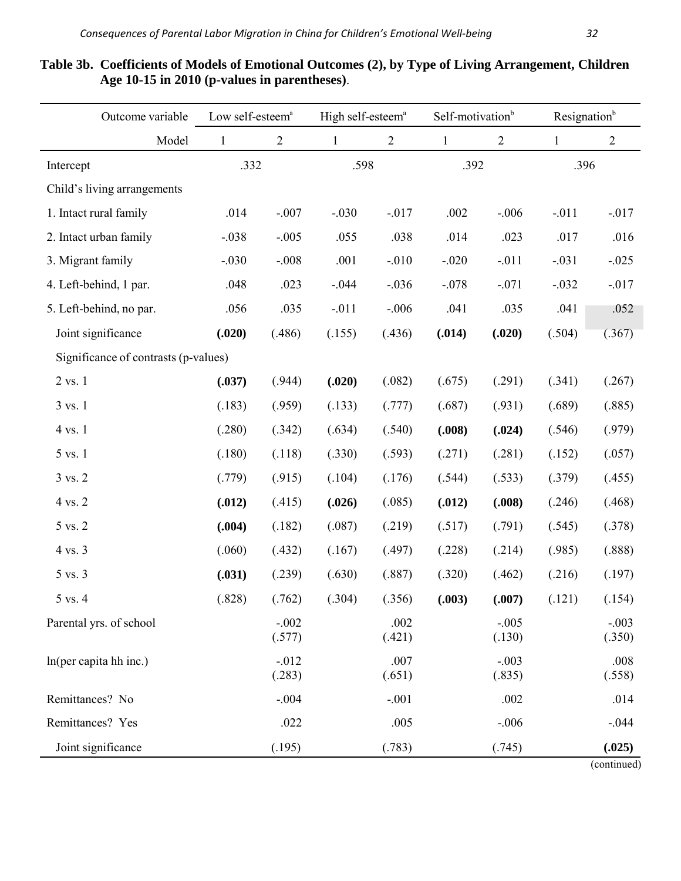**Table 3b. Coefficients of Models of Emotional Outcomes (2), by Type of Living Arrangement, Children Age 10-15 in 2010 (p-values in parentheses)**.

| Outcome variable | Low self-esteem[a] | | High self-esteem[a] | | Self-motivation[b] | | Resignation[b] | |
|---|---|---|---|---|---|---|---|---|
| Model | 1 | 2 | 1 | 2 | 1 | 2 | 1 | 2 |
| Intercept | .332 | | .598 | | .392 | | .396 | |
| Child's living arrangements | | | | | | | | |
| 1. Intact rural family | .014 | -.007 | -.030 | -.017 | .002 | -.006 | -.011 | -.017 |
| 2. Intact urban family | -.038 | -.005 | .055 | .038 | .014 | .023 | .017 | .016 |
| 3. Migrant family | -.030 | -.008 | .001 | -.010 | -.020 | -.011 | -.031 | -.025 |
| 4. Left-behind, 1 par. | .048 | .023 | -.044 | -.036 | -.078 | -.071 | -.032 | -.017 |
| 5. Left-behind, no par. | .056 | .035 | -.011 | -.006 | .041 | .035 | .041 | .052 |
| Joint significance | **(.020)** | (.486) | (.155) | (.436) | **(.014)** | **(.020)** | (.504) | (.367) |
| Significance of contrasts (p-values) | | | | | | | | |
| 2 vs. 1 | **(.037)** | (.944) | **(.020)** | (.082) | (.675) | (.291) | (.341) | (.267) |
| 3 vs. 1 | (.183) | (.959) | (.133) | (.777) | (.687) | (.931) | (.689) | (.885) |
| 4 vs. 1 | (.280) | (.342) | (.634) | (.540) | **(.008)** | **(.024)** | (.546) | (.979) |
| 5 vs. 1 | (.180) | (.118) | (.330) | (.593) | (.271) | (.281) | (.152) | (.057) |
| 3 vs. 2 | (.779) | (.915) | (.104) | (.176) | (.544) | (.533) | (.379) | (.455) |
| 4 vs. 2 | **(.012)** | (.415) | **(.026)** | (.085) | **(.012)** | **(.008)** | (.246) | (.468) |
| 5 vs. 2 | **(.004)** | (.182) | (.087) | (.219) | (.517) | (.791) | (.545) | (.378) |
| 4 vs. 3 | (.060) | (.432) | (.167) | (.497) | (.228) | (.214) | (.985) | (.888) |
| 5 vs. 3 | **(.031)** | (.239) | (.630) | (.887) | (.320) | (.462) | (.216) | (.197) |
| 5 vs. 4 | (.828) | (.762) | (.304) | (.356) | **(.003)** | **(.007)** | (.121) | (.154) |
| Parental yrs. of school | | -.002 (.577) | | .002 (.421) | | -.005 (.130) | | -.003 (.350) |
| ln(per capita hh inc.) | | -.012 (.283) | | .007 (.651) | | -.003 (.835) | | .008 (.558) |
| Remittances? No | | -.004 | | -.001 | | .002 | | .014 |
| Remittances? Yes | | .022 | | .005 | | -.006 | | -.044 |
| Joint significance | | (.195) | | (.783) | | (.745) | | **(.025)** |

(continued)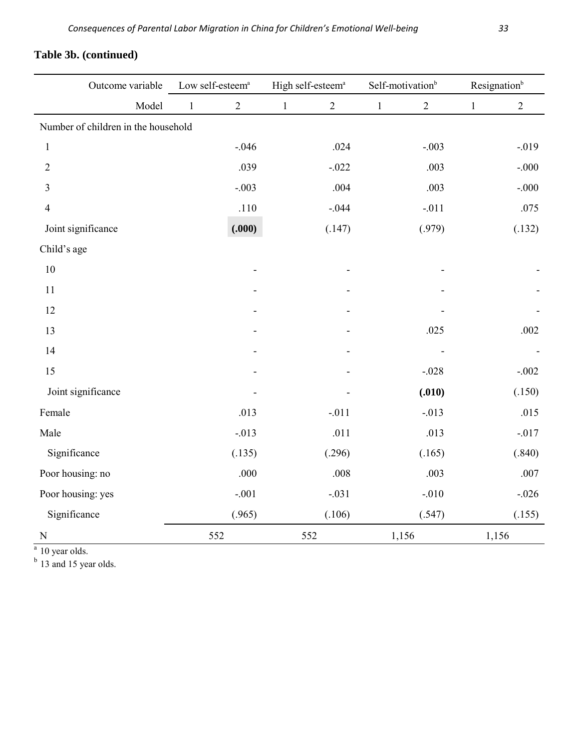**Table 3b. (continued)**

| Outcome variable | Low self-esteem[a] | | High self-esteem[a] | | Self-motivation[b] | | Resignation[b] | |
|---|---|---|---|---|---|---|---|---|
| Model | 1 | 2 | 1 | 2 | 1 | 2 | 1 | 2 |
| Number of children in the household | | | | | | | | |
| 1 | | -.046 | | .024 | | -.003 | | -.019 |
| 2 | | .039 | | -.022 | | .003 | | -.000 |
| 3 | | -.003 | | .004 | | .003 | | -.000 |
| 4 | | .110 | | -.044 | | -.011 | | .075 |
| Joint significance | | **(.000)** | | (.147) | | (.979) | | (.132) |
| Child's age | | | | | | | | |
| 10 | | - | | - | | - | | - |
| 11 | | - | | - | | - | | - |
| 12 | | - | | - | | - | | - |
| 13 | | - | | - | | .025 | | .002 |
| 14 | | - | | - | | - | | - |
| 15 | | - | | - | | -.028 | | -.002 |
| Joint significance | | - | | - | | **(.010)** | | (.150) |
| Female | | .013 | | -.011 | | -.013 | | .015 |
| Male | | -.013 | | .011 | | .013 | | -.017 |
| Significance | | (.135) | | (.296) | | (.165) | | (.840) |
| Poor housing: no | | .000 | | .008 | | .003 | | .007 |
| Poor housing: yes | | -.001 | | -.031 | | -.010 | | -.026 |
| Significance | | (.965) | | (.106) | | (.547) | | (.155) |
| N | 552 | | 552 | | 1,156 | | 1,156 | |

[a] 10 year olds.
[b] 13 and 15 year olds.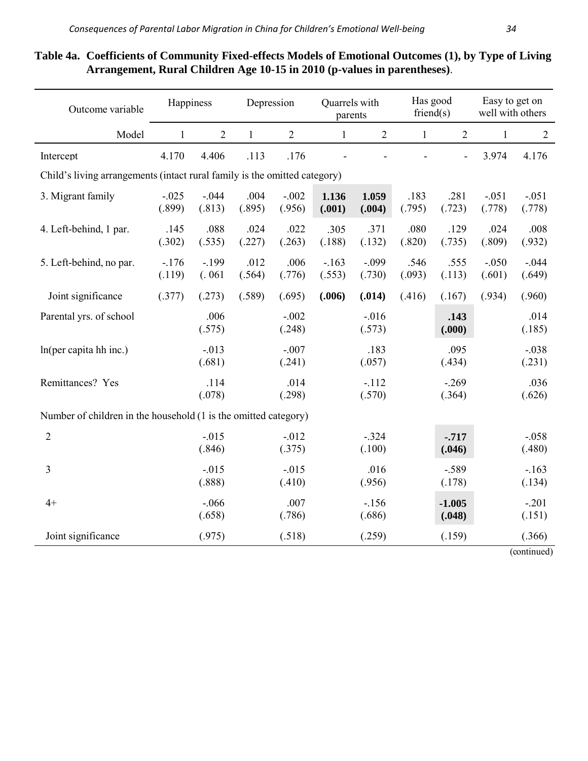**Table 4a. Coefficients of Community Fixed-effects Models of Emotional Outcomes (1), by Type of Living Arrangement, Rural Children Age 10-15 in 2010 (p-values in parentheses).**

| Outcome variable | Happiness | | Depression | | Quarrels with parents | | Has good friend(s) | | Easy to get on well with others | |
|---|---|---|---|---|---|---|---|---|---|---|
| Model | 1 | 2 | 1 | 2 | 1 | 2 | 1 | 2 | 1 | 2 |
| Intercept | 4.170 | 4.406 | .113 | .176 | - | - | - | - | 3.974 | 4.176 |
| Child's living arrangements (intact rural family is the omitted category) | | | | | | | | | | |
| 3. Migrant family | -.025 (.899) | -.044 (.813) | .004 (.895) | -.002 (.956) | **1.136 (.001)** | **1.059 (.004)** | .183 (.795) | .281 (.723) | -.051 (.778) | -.051 (.778) |
| 4. Left-behind, 1 par. | .145 (.302) | .088 (.535) | .024 (.227) | .022 (.263) | .305 (.188) | .371 (.132) | .080 (.820) | .129 (.735) | .024 (.809) | .008 (.932) |
| 5. Left-behind, no par. | -.176 (.119) | -.199 (. 061) | .012 (.564) | .006 (.776) | -.163 (.553) | -.099 (.730) | .546 (.093) | .555 (.113) | -.050 (.601) | -.044 (.649) |
| Joint significance | (.377) | (.273) | (.589) | (.695) | **(.006)** | **(.014)** | (.416) | (.167) | (.934) | (.960) |
| Parental yrs. of school | | .006 (.575) | | -.002 (.248) | | -.016 (.573) | | **.143 (.000)** | | .014 (.185) |
| ln(per capita hh inc.) | | -.013 (.681) | | -.007 (.241) | | .183 (.057) | | .095 (.434) | | -.038 (.231) |
| Remittances? Yes | | .114 (.078) | | .014 (.298) | | -.112 (.570) | | -.269 (.364) | | .036 (.626) |
| Number of children in the household (1 is the omitted category) | | | | | | | | | | |
| 2 | | -.015 (.846) | | -.012 (.375) | | -.324 (.100) | | **-.717 (.046)** | | -.058 (.480) |
| 3 | | -.015 (.888) | | -.015 (.410) | | .016 (.956) | | -.589 (.178) | | -.163 (.134) |
| 4+ | | -.066 (.658) | | .007 (.786) | | -.156 (.686) | | **-1.005 (.048)** | | -.201 (.151) |
| Joint significance | | (.975) | | (.518) | | (.259) | | (.159) | | (.366) |

(continued)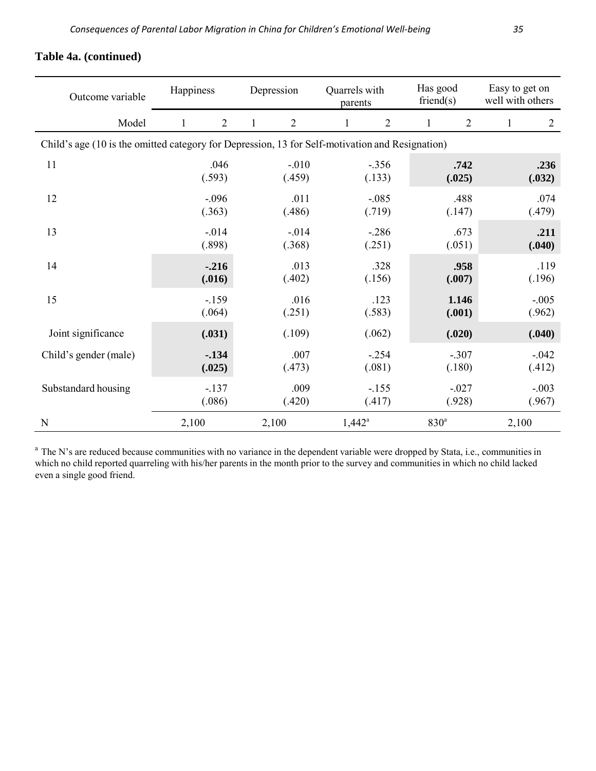**Table 4a. (continued)**

| Outcome variable | Happiness | | Depression | | Quarrels with parents | | Has good friend(s) | | Easy to get on well with others | |
|---|---|---|---|---|---|---|---|---|---|---|
| Model | 1 | 2 | 1 | 2 | 1 | 2 | 1 | 2 | 1 | 2 |
| Child's age (10 is the omitted category for Depression, 13 for Self-motivation and Resignation) | | | | | | | | | | |
| 11 | | .046 (.593) | | -.010 (.459) | | -.356 (.133) | | **.742 (.025)** | | **.236 (.032)** |
| 12 | | -.096 (.363) | | .011 (.486) | | -.085 (.719) | | .488 (.147) | | .074 (.479) |
| 13 | | -.014 (.898) | | -.014 (.368) | | -.286 (.251) | | .673 (.051) | | **.211 (.040)** |
| 14 | | **-.216 (.016)** | | .013 (.402) | | .328 (.156) | | **.958 (.007)** | | .119 (.196) |
| 15 | | -.159 (.064) | | .016 (.251) | | .123 (.583) | | **1.146 (.001)** | | -.005 (.962) |
| Joint significance | | **(.031)** | | (.109) | | (.062) | | **(.020)** | | **(.040)** |
| Child's gender (male) | | **-.134 (.025)** | | .007 (.473) | | -.254 (.081) | | -.307 (.180) | | -.042 (.412) |
| Substandard housing | | -.137 (.086) | | .009 (.420) | | -.155 (.417) | | -.027 (.928) | | -.003 (.967) |
| N | 2,100 | | 2,100 | | 1,442[a] | | 830[a] | | 2,100 | |

[a] The N's are reduced because communities with no variance in the dependent variable were dropped by Stata, i.e., communities in which no child reported quarreling with his/her parents in the month prior to the survey and communities in which no child lacked even a single good friend.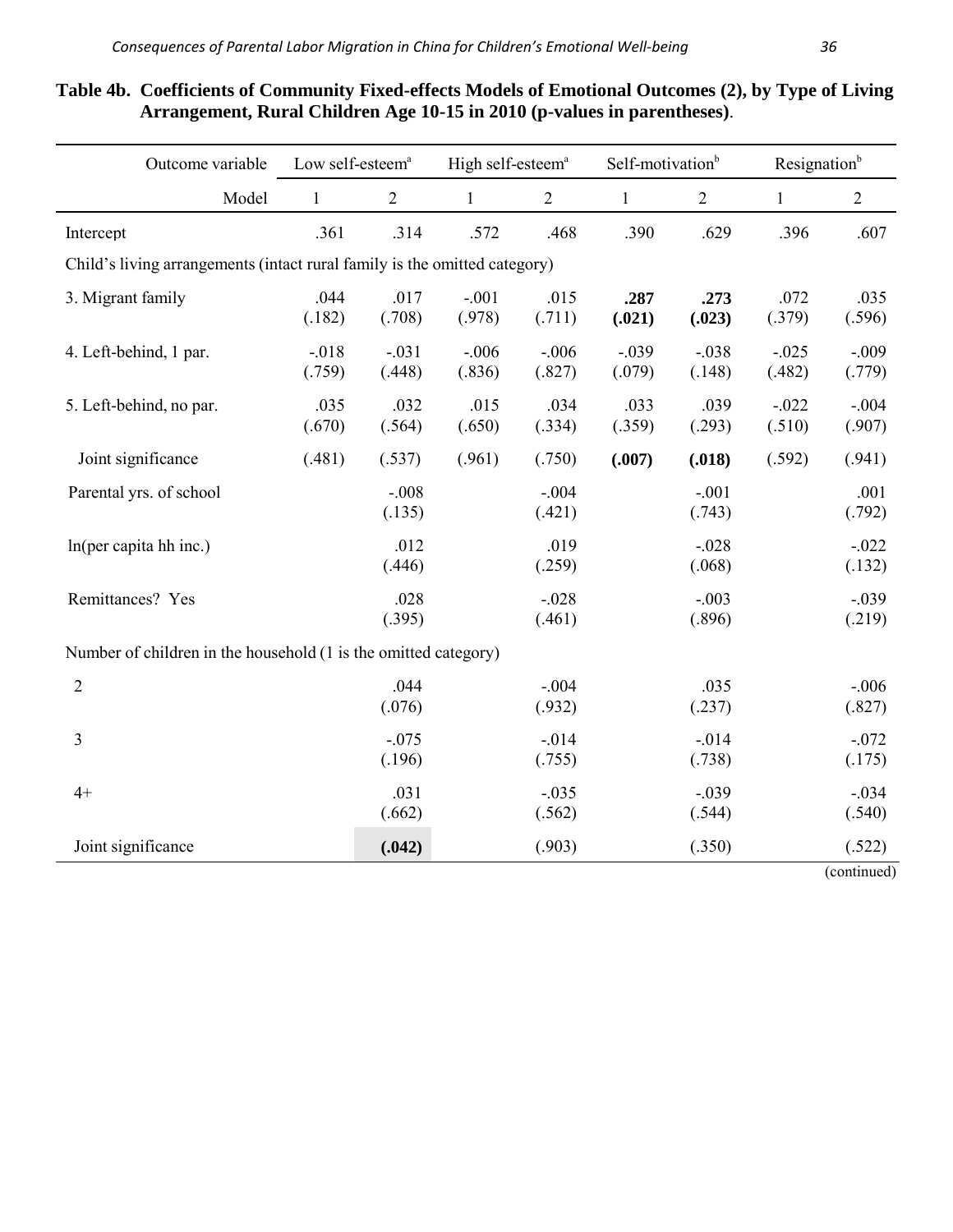**Table 4b. Coefficients of Community Fixed-effects Models of Emotional Outcomes (2), by Type of Living Arrangement, Rural Children Age 10-15 in 2010 (p-values in parentheses)**.

| Outcome variable | Low self-esteem[a] | | High self-esteem[a] | | Self-motivation[b] | | Resignation[b] | |
|---|---|---|---|---|---|---|---|---|
| Model | 1 | 2 | 1 | 2 | 1 | 2 | 1 | 2 |
| Intercept | .361 | .314 | .572 | .468 | .390 | .629 | .396 | .607 |
| Child's living arrangements (intact rural family is the omitted category) | | | | | | | | |
| 3. Migrant family | .044 (.182) | .017 (.708) | -.001 (.978) | .015 (.711) | **.287 (.021)** | **.273 (.023)** | .072 (.379) | .035 (.596) |
| 4. Left-behind, 1 par. | -.018 (.759) | -.031 (.448) | -.006 (.836) | -.006 (.827) | -.039 (.079) | -.038 (.148) | -.025 (.482) | -.009 (.779) |
| 5. Left-behind, no par. | .035 (.670) | .032 (.564) | .015 (.650) | .034 (.334) | .033 (.359) | .039 (.293) | -.022 (.510) | -.004 (.907) |
| Joint significance | (.481) | (.537) | (.961) | (.750) | **(.007)** | **(.018)** | (.592) | (.941) |
| Parental yrs. of school | | -.008 (.135) | | -.004 (.421) | | -.001 (.743) | | .001 (.792) |
| ln(per capita hh inc.) | | .012 (.446) | | .019 (.259) | | -.028 (.068) | | -.022 (.132) |
| Remittances? Yes | | .028 (.395) | | -.028 (.461) | | -.003 (.896) | | -.039 (.219) |
| Number of children in the household (1 is the omitted category) | | | | | | | | |
| 2 | | .044 (.076) | | -.004 (.932) | | .035 (.237) | | -.006 (.827) |
| 3 | | -.075 (.196) | | -.014 (.755) | | -.014 (.738) | | -.072 (.175) |
| 4+ | | .031 (.662) | | -.035 (.562) | | -.039 (.544) | | -.034 (.540) |
| Joint significance | | **(.042)** | | (.903) | | (.350) | | (.522) |

(continued)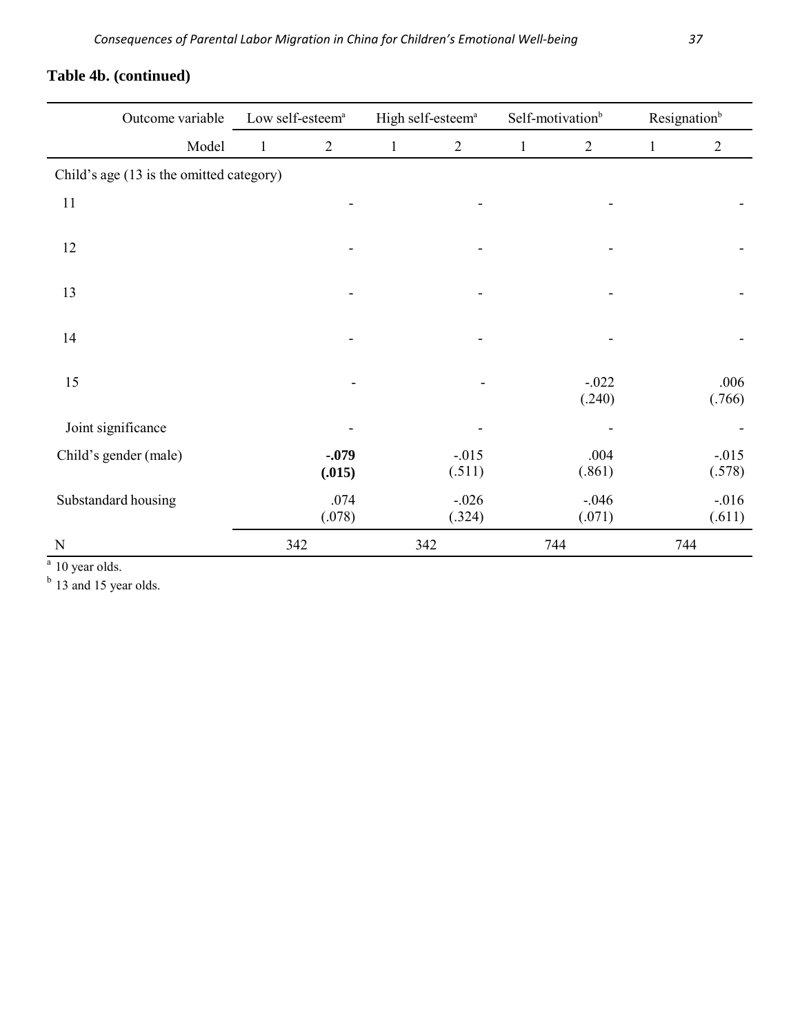**Table 4b. (continued)**

| Outcome variable | Low self-esteem[a] | | High self-esteem[a] | | Self-motivation[b] | | Resignation[b] | |
|---|---|---|---|---|---|---|---|---|
| Model | 1 | 2 | 1 | 2 | 1 | 2 | 1 | 2 |
| Child's age (13 is the omitted category) | | | | | | | | |
| 11 | | - | | - | | - | | - |
| 12 | | - | | - | | - | | - |
| 13 | | - | | - | | - | | - |
| 14 | | - | | - | | - | | - |
| 15 | | - | | - | | -.022<br>(.240) | | .006<br>(.766) |
| Joint significance | | - | | - | | - | | - |
| Child's gender (male) | | **-.079**<br>**(.015)** | | -.015<br>(.511) | | .004<br>(.861) | | -.015<br>(.578) |
| Substandard housing | | .074<br>(.078) | | -.026<br>(.324) | | -.046<br>(.071) | | -.016<br>(.611) |
| N | 342 | | 342 | | 744 | | 744 | |

[a] 10 year olds.

[b] 13 and 15 year olds.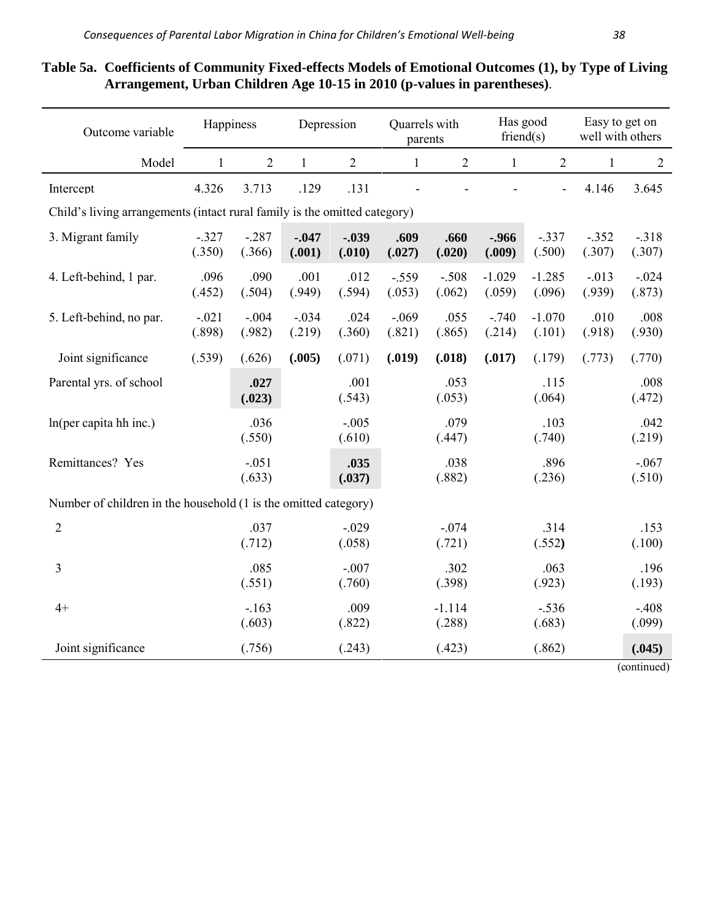**Table 5a. Coefficients of Community Fixed-effects Models of Emotional Outcomes (1), by Type of Living Arrangement, Urban Children Age 10-15 in 2010 (p-values in parentheses)**.

| Outcome variable | Happiness | | Depression | | Quarrels with parents | | Has good friend(s) | | Easy to get on well with others | |
|---|---|---|---|---|---|---|---|---|---|---|
| Model | 1 | 2 | 1 | 2 | 1 | 2 | 1 | 2 | 1 | 2 |
| Intercept | 4.326 | 3.713 | .129 | .131 | - | - | - | - | 4.146 | 3.645 |
| Child's living arrangements (intact rural family is the omitted category) | | | | | | | | | | |
| 3. Migrant family | -.327 (.350) | -.287 (.366) | **-.047 (.001)** | **-.039 (.010)** | **.609 (.027)** | **.660 (.020)** | **-.966 (.009)** | -.337 (.500) | -.352 (.307) | -.318 (.307) |
| 4. Left-behind, 1 par. | .096 (.452) | .090 (.504) | .001 (.949) | .012 (.594) | -.559 (.053) | -.508 (.062) | -1.029 (.059) | -1.285 (.096) | -.013 (.939) | -.024 (.873) |
| 5. Left-behind, no par. | -.021 (.898) | -.004 (.982) | -.034 (.219) | .024 (.360) | -.069 (.821) | .055 (.865) | -.740 (.214) | -1.070 (.101) | .010 (.918) | .008 (.930) |
| Joint significance | (.539) | (.626) | **(.005)** | (.071) | **(.019)** | **(.018)** | **(.017)** | (.179) | (.773) | (.770) |
| Parental yrs. of school | | **.027 (.023)** | | .001 (.543) | | .053 (.053) | | .115 (.064) | | .008 (.472) |
| ln(per capita hh inc.) | | .036 (.550) | | -.005 (.610) | | .079 (.447) | | .103 (.740) | | .042 (.219) |
| Remittances? Yes | | -.051 (.633) | | **.035 (.037)** | | .038 (.882) | | .896 (.236) | | -.067 (.510) |
| Number of children in the household (1 is the omitted category) | | | | | | | | | | |
| 2 | | .037 (.712) | | -.029 (.058) | | -.074 (.721) | | .314 (.552) | | .153 (.100) |
| 3 | | .085 (.551) | | -.007 (.760) | | .302 (.398) | | .063 (.923) | | .196 (.193) |
| 4+ | | -.163 (.603) | | .009 (.822) | | -1.114 (.288) | | -.536 (.683) | | -.408 (.099) |
| Joint significance | | (.756) | | (.243) | | (.423) | | (.862) | | **(.045)** |

(continued)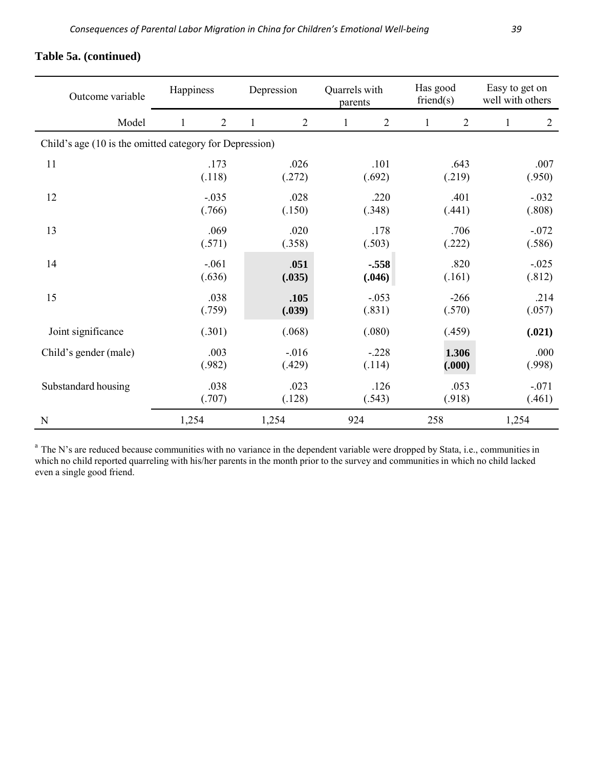**Table 5a. (continued)**

| Outcome variable | Happiness | | Depression | | Quarrels with parents | | Has good friend(s) | | Easy to get on well with others | |
|---|---|---|---|---|---|---|---|---|---|---|
| Model | 1 | 2 | 1 | 2 | 1 | 2 | 1 | 2 | 1 | 2 |
| Child's age (10 is the omitted category for Depression) | | | | | | | | | | |
| 11 | | .173<br>(.118) | | .026<br>(.272) | | .101<br>(.692) | | .643<br>(.219) | | .007<br>(.950) |
| 12 | | -.035<br>(.766) | | .028<br>(.150) | | .220<br>(.348) | | .401<br>(.441) | | -.032<br>(.808) |
| 13 | | .069<br>(.571) | | .020<br>(.358) | | .178<br>(.503) | | .706<br>(.222) | | -.072<br>(.586) |
| 14 | | -.061<br>(.636) | | **.051**<br>**(.035)** | | **-.558**<br>**(.046)** | | .820<br>(.161) | | -.025<br>(.812) |
| 15 | | .038<br>(.759) | | **.105**<br>**(.039)** | | -.053<br>(.831) | | -266<br>(.570) | | .214<br>(.057) |
| Joint significance | | (.301) | | (.068) | | (.080) | | (.459) | | **(.021)** |
| Child's gender (male) | | .003<br>(.982) | | -.016<br>(.429) | | -.228<br>(.114) | | **1.306**<br>**(.000)** | | .000<br>(.998) |
| Substandard housing | | .038<br>(.707) | | .023<br>(.128) | | .126<br>(.543) | | .053<br>(.918) | | -.071<br>(.461) |
| N | 1,254 | | 1,254 | | 924 | | 258 | | 1,254 | |

[a] The N's are reduced because communities with no variance in the dependent variable were dropped by Stata, i.e., communities in which no child reported quarreling with his/her parents in the month prior to the survey and communities in which no child lacked even a single good friend.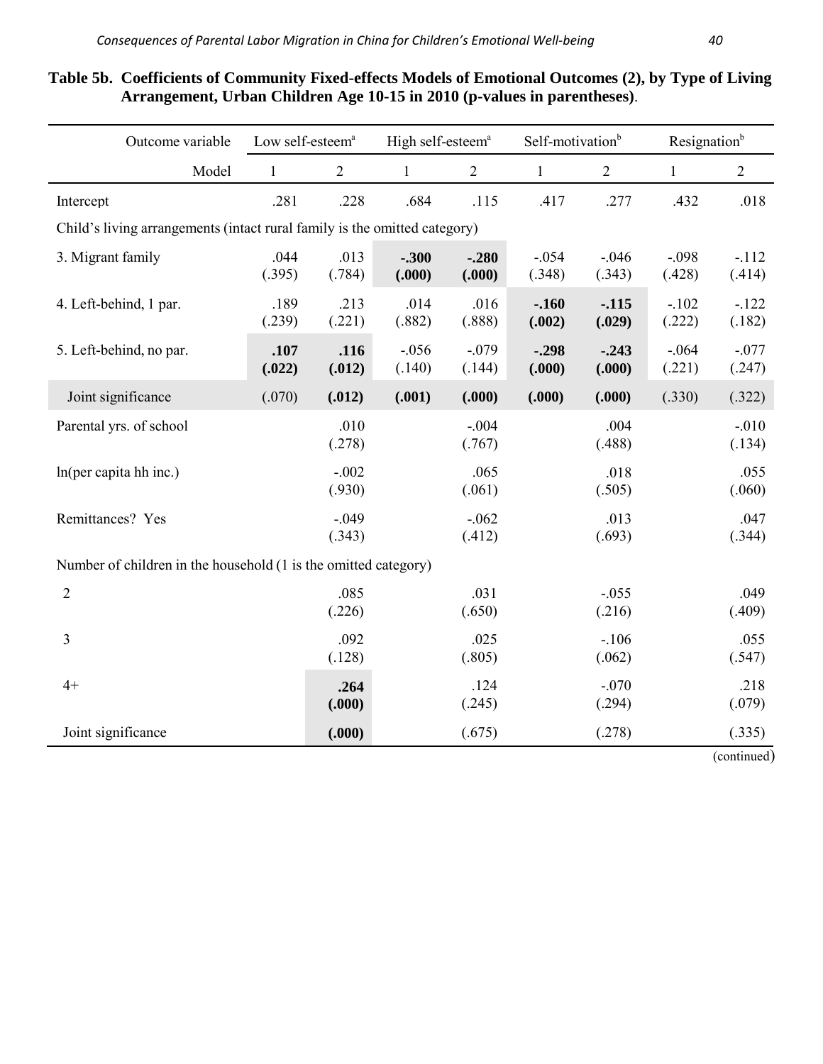**Table 5b. Coefficients of Community Fixed-effects Models of Emotional Outcomes (2), by Type of Living Arrangement, Urban Children Age 10-15 in 2010 (p-values in parentheses).**

| Outcome variable | Low self-esteem[a] | | High self-esteem[a] | | Self-motivation[b] | | Resignation[b] | |
|---|---|---|---|---|---|---|---|---|
| Model | 1 | 2 | 1 | 2 | 1 | 2 | 1 | 2 |
| Intercept | .281 | .228 | .684 | .115 | .417 | .277 | .432 | .018 |
| Child's living arrangements (intact rural family is the omitted category) | | | | | | | | |
| 3. Migrant family | .044 (.395) | .013 (.784) | **-.300 (.000)** | **-.280 (.000)** | -.054 (.348) | -.046 (.343) | -.098 (.428) | -.112 (.414) |
| 4. Left-behind, 1 par. | .189 (.239) | .213 (.221) | .014 (.882) | .016 (.888) | **-.160 (.002)** | **-.115 (.029)** | -.102 (.222) | -.122 (.182) |
| 5. Left-behind, no par. | **.107 (.022)** | **.116 (.012)** | -.056 (.140) | -.079 (.144) | **-.298 (.000)** | **-.243 (.000)** | -.064 (.221) | -.077 (.247) |
| Joint significance | (.070) | **(.012)** | **(.001)** | **(.000)** | **(.000)** | **(.000)** | (.330) | (.322) |
| Parental yrs. of school | | .010 (.278) | | -.004 (.767) | | .004 (.488) | | -.010 (.134) |
| ln(per capita hh inc.) | | -.002 (.930) | | .065 (.061) | | .018 (.505) | | .055 (.060) |
| Remittances? Yes | | -.049 (.343) | | -.062 (.412) | | .013 (.693) | | .047 (.344) |
| Number of children in the household (1 is the omitted category) | | | | | | | | |
| 2 | | .085 (.226) | | .031 (.650) | | -.055 (.216) | | .049 (.409) |
| 3 | | .092 (.128) | | .025 (.805) | | -.106 (.062) | | .055 (.547) |
| 4+ | | **.264 (.000)** | | .124 (.245) | | -.070 (.294) | | .218 (.079) |
| Joint significance | | **(.000)** | | (.675) | | (.278) | | (.335) |

(continued)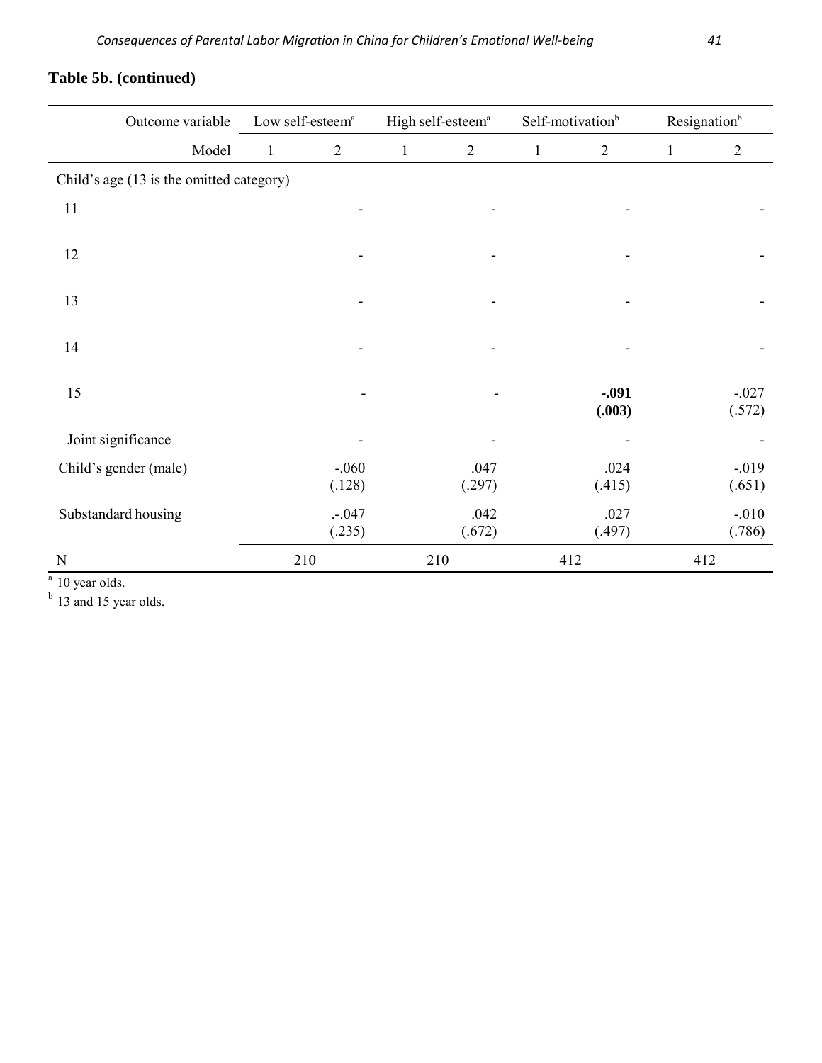**Table 5b. (continued)**

| Outcome variable | Low self-esteem[a] | | High self-esteem[a] | | Self-motivation[b] | | Resignation[b] | |
|---|---|---|---|---|---|---|---|---|
| Model | 1 | 2 | 1 | 2 | 1 | 2 | 1 | 2 |
| Child's age (13 is the omitted category) | | | | | | | | |
| 11 | | - | | - | | - | | - |
| 12 | | - | | - | | - | | - |
| 13 | | - | | - | | - | | - |
| 14 | | - | | - | | - | | - |
| 15 | | - | | - | | **-.091 (.003)** | | -.027 (.572) |
| Joint significance | | - | | - | | - | | - |
| Child's gender (male) | | -.060 (.128) | | .047 (.297) | | .024 (.415) | | -.019 (.651) |
| Substandard housing | | .-.047 (.235) | | .042 (.672) | | .027 (.497) | | -.010 (.786) |
| N | 210 | | 210 | | 412 | | 412 | |

[a] 10 year olds.

[b] 13 and 15 year olds.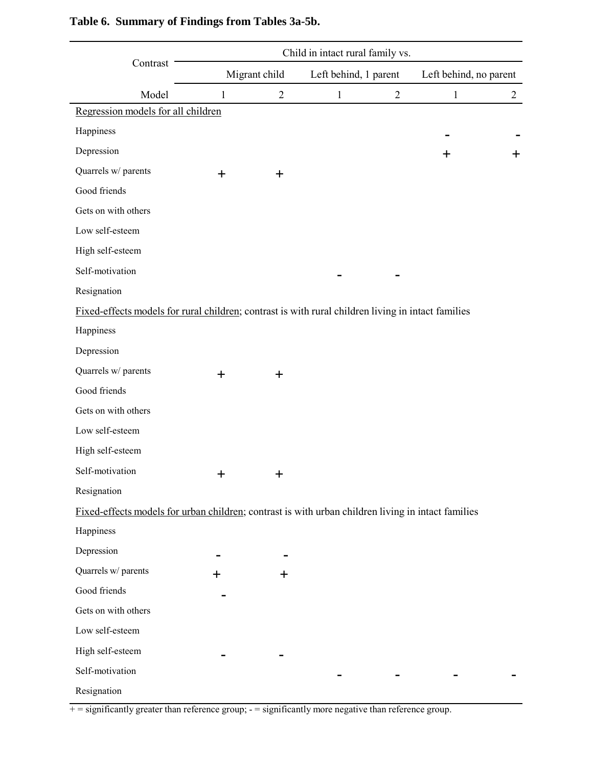**Table 6. Summary of Findings from Tables 3a-5b.**

| Contrast | Child in intact rural family vs. | | | | | |
|---|---|---|---|---|---|---|
| | Migrant child | | Left behind, 1 parent | | Left behind, no parent | |
| Model | 1 | 2 | 1 | 2 | 1 | 2 |
| Regression models for all children | | | | | | |
| Happiness | | | | | - | - |
| Depression | | | | | + | + |
| Quarrels w/ parents | + | + | | | | |
| Good friends | | | | | | |
| Gets on with others | | | | | | |
| Low self-esteem | | | | | | |
| High self-esteem | | | | | | |
| Self-motivation | | | - | - | | |
| Resignation | | | | | | |
| Fixed-effects models for rural children; contrast is with rural children living in intact families | | | | | | |
| Happiness | | | | | | |
| Depression | | | | | | |
| Quarrels w/ parents | + | + | | | | |
| Good friends | | | | | | |
| Gets on with others | | | | | | |
| Low self-esteem | | | | | | |
| High self-esteem | | | | | | |
| Self-motivation | + | + | | | | |
| Resignation | | | | | | |
| Fixed-effects models for urban children; contrast is with urban children living in intact families | | | | | | |
| Happiness | | | | | | |
| Depression | - | - | | | | |
| Quarrels w/ parents | + | + | | | | |
| Good friends | - | | | | | |
| Gets on with others | | | | | | |
| Low self-esteem | | | | | | |
| High self-esteem | - | - | | | | |
| Self-motivation | | | - | - | - | - |
| Resignation | | | | | | |

+ = significantly greater than reference group; - = significantly more negative than reference group.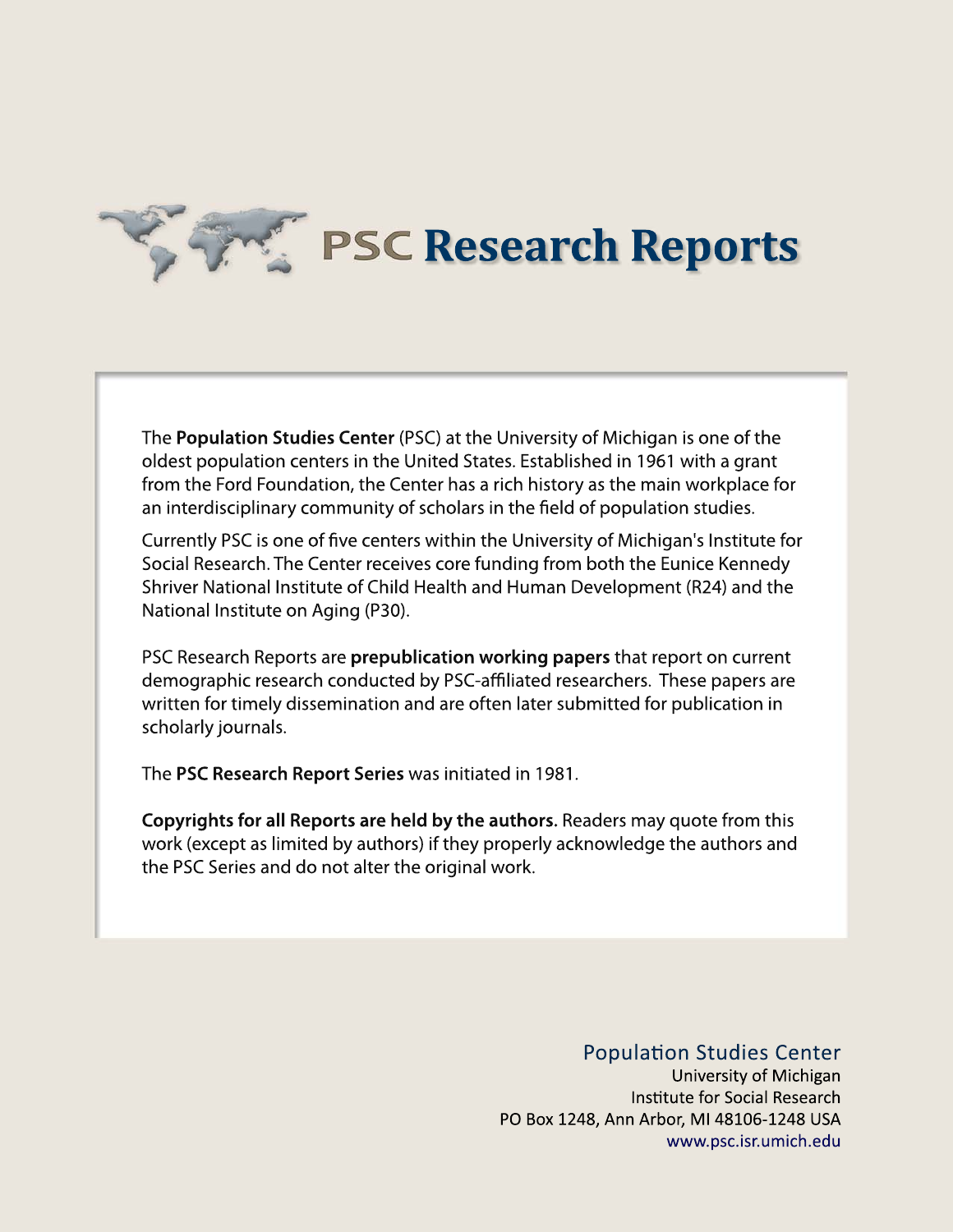# PSC Research Reports

The **Population Studies Center** (PSC) at the University of Michigan is one of the oldest population centers in the United States. Established in 1961 with a grant from the Ford Foundation, the Center has a rich history as the main workplace for an interdisciplinary community of scholars in the field of population studies.

Currently PSC is one of five centers within the University of Michigan's Institute for Social Research. The Center receives core funding from both the Eunice Kennedy Shriver National Institute of Child Health and Human Development (R24) and the National Institute on Aging (P30).

PSC Research Reports are **prepublication working papers** that report on current demographic research conducted by PSC-affiliated researchers. These papers are written for timely dissemination and are often later submitted for publication in scholarly journals.

The **PSC Research Report Series** was initiated in 1981.

**Copyrights for all Reports are held by the authors.** Readers may quote from this work (except as limited by authors) if they properly acknowledge the authors and the PSC Series and do not alter the original work.

Population Studies Center
University of Michigan
Institute for Social Research
PO Box 1248, Ann Arbor, MI 48106-1248 USA
www.psc.isr.umich.edu